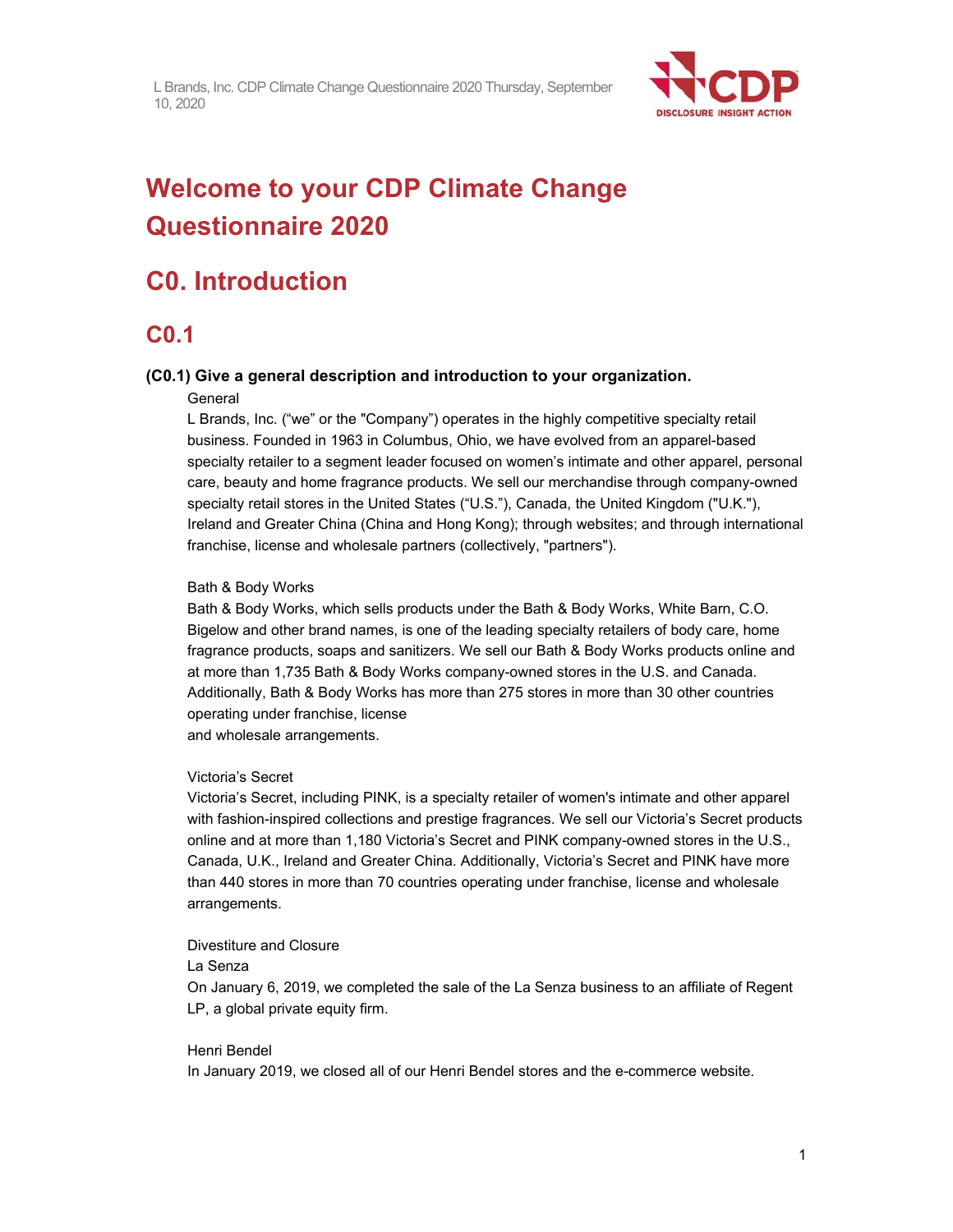# Welcome to your CDP Climate Change Questionnaire 2020

# C0. Introduction

## C0.1

### (C0.1) Give a general description and introduction to your organization.

General

L Brands, Inc. ("we" or the "Company") operates in the highly competitive specialty retail business. Founded in 1963 in Columbus, Ohio, we have evolved from an apparel-based specialty retailer to a segment leader focused on women's intimate and other apparel, personal care, beauty and home fragrance products. We sell our merchandise through company-owned specialty retail stores in the United States ("U.S."), Canada, the United Kingdom ("U.K."), Ireland and Greater China (China and Hong Kong); through websites; and through international franchise, license and wholesale partners (collectively, "partners").

Bath & Body Works

Bath & Body Works, which sells products under the Bath & Body Works, White Barn, C.O. Bigelow and other brand names, is one of the leading specialty retailers of body care, home fragrance products, soaps and sanitizers. We sell our Bath & Body Works products online and at more than 1,735 Bath & Body Works company-owned stores in the U.S. and Canada. Additionally, Bath & Body Works has more than 275 stores in more than 30 other countries operating under franchise, license and wholesale arrangements.

Victoria's Secret

Victoria's Secret, including PINK, is a specialty retailer of women's intimate and other apparel with fashion-inspired collections and prestige fragrances. We sell our Victoria's Secret products online and at more than 1,180 Victoria's Secret and PINK company-owned stores in the U.S., Canada, U.K., Ireland and Greater China. Additionally, Victoria's Secret and PINK have more than 440 stores in more than 70 countries operating under franchise, license and wholesale arrangements.

Divestiture and Closure

La Senza

On January 6, 2019, we completed the sale of the La Senza business to an affiliate of Regent LP, a global private equity firm.

Henri Bendel

In January 2019, we closed all of our Henri Bendel stores and the e-commerce website.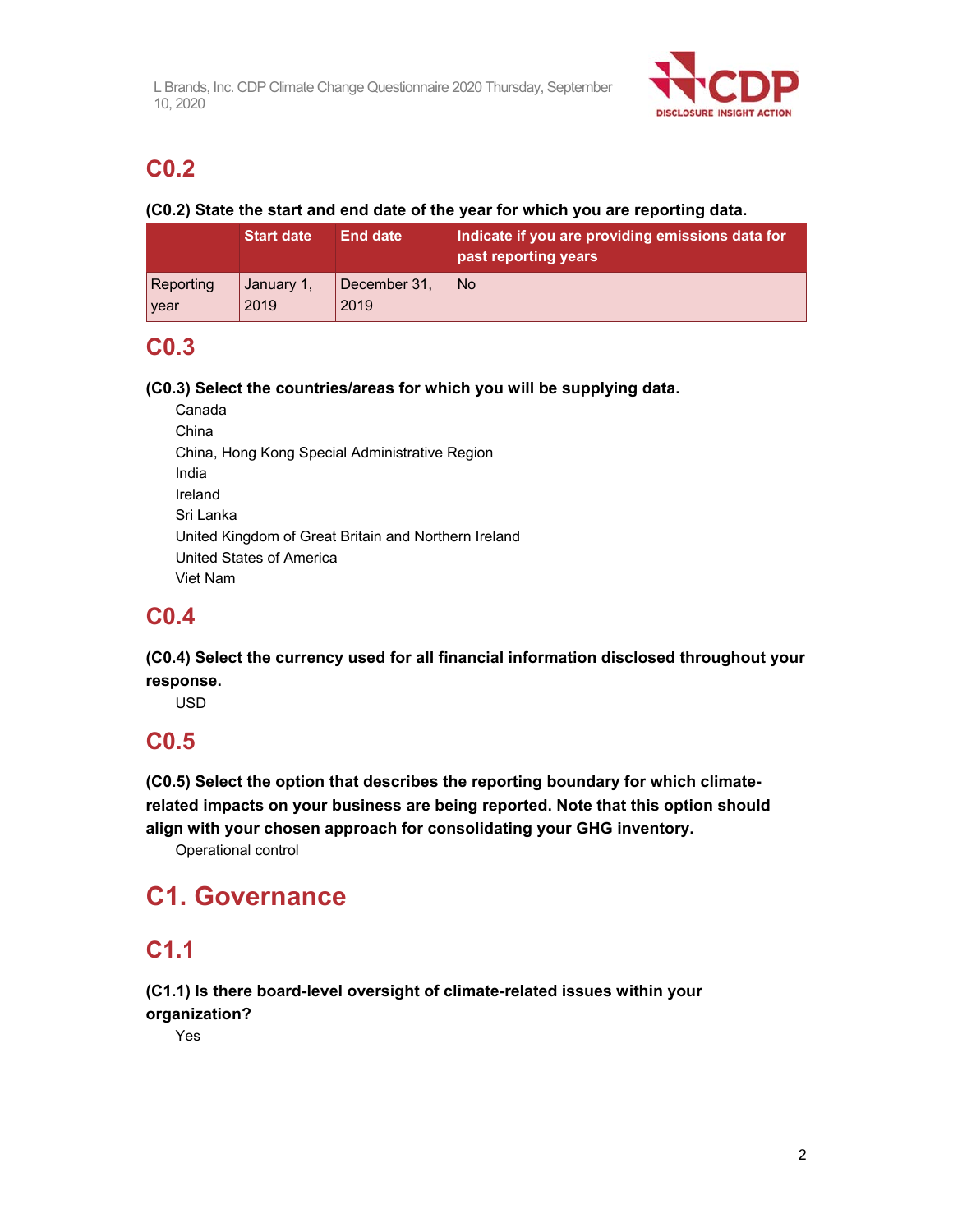## C0.2

**(C0.2) State the start and end date of the year for which you are reporting data.**

| | Start date | End date | Indicate if you are providing emissions data for past reporting years |
|---|---|---|---|
| Reporting year | January 1, 2019 | December 31, 2019 | No |

## C0.3

**(C0.3) Select the countries/areas for which you will be supplying data.**

Canada
China
China, Hong Kong Special Administrative Region
India
Ireland
Sri Lanka
United Kingdom of Great Britain and Northern Ireland
United States of America
Viet Nam

## C0.4

**(C0.4) Select the currency used for all financial information disclosed throughout your response.**

USD

## C0.5

**(C0.5) Select the option that describes the reporting boundary for which climate-related impacts on your business are being reported. Note that this option should align with your chosen approach for consolidating your GHG inventory.**

Operational control

# C1. Governance

## C1.1

**(C1.1) Is there board-level oversight of climate-related issues within your organization?**

Yes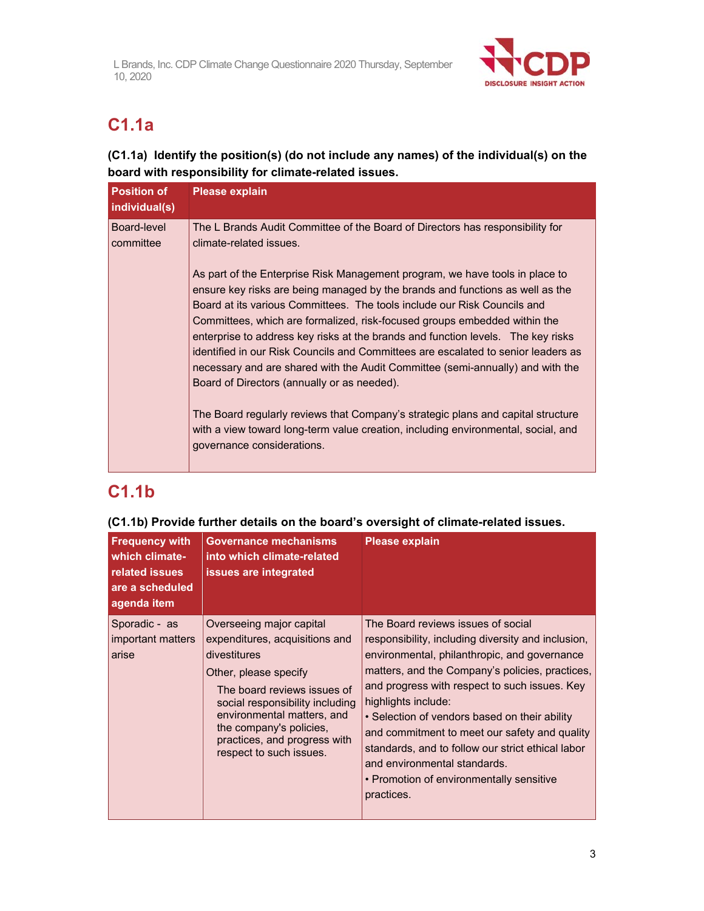## C1.1a

**(C1.1a) Identify the position(s) (do not include any names) of the individual(s) on the board with responsibility for climate-related issues.**

| Position of individual(s) | Please explain |
|---|---|
| Board-level committee | The L Brands Audit Committee of the Board of Directors has responsibility for climate-related issues.<br><br>As part of the Enterprise Risk Management program, we have tools in place to ensure key risks are being managed by the brands and functions as well as the Board at its various Committees. The tools include our Risk Councils and Committees, which are formalized, risk-focused groups embedded within the enterprise to address key risks at the brands and function levels. The key risks identified in our Risk Councils and Committees are escalated to senior leaders as necessary and are shared with the Audit Committee (semi-annually) and with the Board of Directors (annually or as needed).<br><br>The Board regularly reviews that Company's strategic plans and capital structure with a view toward long-term value creation, including environmental, social, and governance considerations. |

## C1.1b

**(C1.1b) Provide further details on the board's oversight of climate-related issues.**

| Frequency with which climate-related issues are a scheduled agenda item | Governance mechanisms into which climate-related issues are integrated | Please explain |
|---|---|---|
| Sporadic - as important matters arise | Overseeing major capital expenditures, acquisitions and divestitures<br>Other, please specify<br>The board reviews issues of social responsibility including environmental matters, and the company's policies, practices, and progress with respect to such issues. | The Board reviews issues of social responsibility, including diversity and inclusion, environmental, philanthropic, and governance matters, and the Company's policies, practices, and progress with respect to such issues. Key highlights include:<br>• Selection of vendors based on their ability and commitment to meet our safety and quality standards, and to follow our strict ethical labor and environmental standards.<br>• Promotion of environmentally sensitive practices. |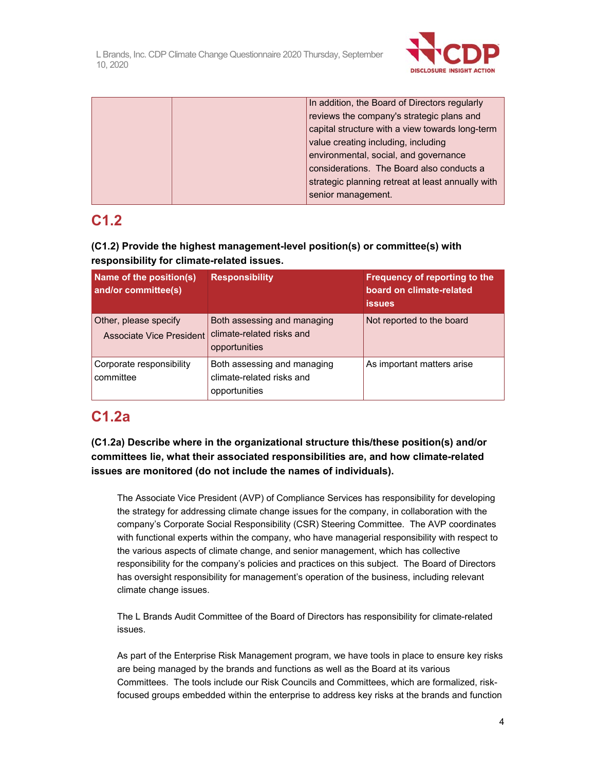| | | In addition, the Board of Directors regularly reviews the company's strategic plans and capital structure with a view towards long-term value creating including, including environmental, social, and governance considerations. The Board also conducts a strategic planning retreat at least annually with senior management. |
|---|---|---|

## C1.2

**(C1.2) Provide the highest management-level position(s) or committee(s) with responsibility for climate-related issues.**

| Name of the position(s) and/or committee(s) | Responsibility | Frequency of reporting to the board on climate-related issues |
|---|---|---|
| Other, please specify<br>Associate Vice President | Both assessing and managing climate-related risks and opportunities | Not reported to the board |
| Corporate responsibility committee | Both assessing and managing climate-related risks and opportunities | As important matters arise |

## C1.2a

**(C1.2a) Describe where in the organizational structure this/these position(s) and/or committees lie, what their associated responsibilities are, and how climate-related issues are monitored (do not include the names of individuals).**

The Associate Vice President (AVP) of Compliance Services has responsibility for developing the strategy for addressing climate change issues for the company, in collaboration with the company's Corporate Social Responsibility (CSR) Steering Committee. The AVP coordinates with functional experts within the company, who have managerial responsibility with respect to the various aspects of climate change, and senior management, which has collective responsibility for the company's policies and practices on this subject. The Board of Directors has oversight responsibility for management's operation of the business, including relevant climate change issues.

The L Brands Audit Committee of the Board of Directors has responsibility for climate-related issues.

As part of the Enterprise Risk Management program, we have tools in place to ensure key risks are being managed by the brands and functions as well as the Board at its various Committees. The tools include our Risk Councils and Committees, which are formalized, risk-focused groups embedded within the enterprise to address key risks at the brands and function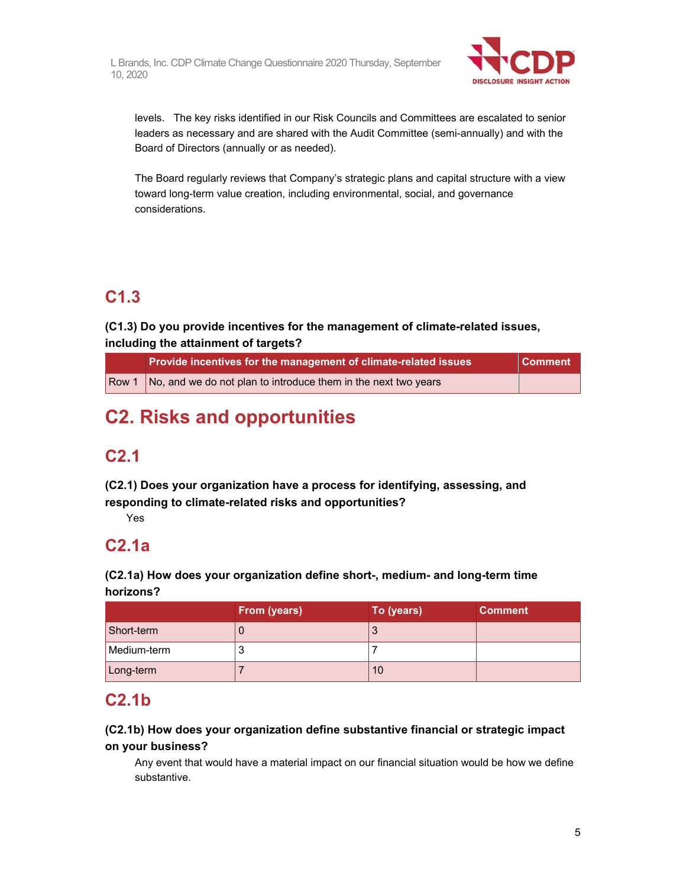levels.   The key risks identified in our Risk Councils and Committees are escalated to senior leaders as necessary and are shared with the Audit Committee (semi-annually) and with the Board of Directors (annually or as needed).

The Board regularly reviews that Company's strategic plans and capital structure with a view toward long-term value creation, including environmental, social, and governance considerations.

## C1.3

**(C1.3) Do you provide incentives for the management of climate-related issues, including the attainment of targets?**

| | Provide incentives for the management of climate-related issues | Comment |
|---|---|---|
| Row 1 | No, and we do not plan to introduce them in the next two years | |

# C2. Risks and opportunities

## C2.1

**(C2.1) Does your organization have a process for identifying, assessing, and responding to climate-related risks and opportunities?**

Yes

## C2.1a

**(C2.1a) How does your organization define short-, medium- and long-term time horizons?**

| | From (years) | To (years) | Comment |
|---|---|---|---|
| Short-term | 0 | 3 | |
| Medium-term | 3 | 7 | |
| Long-term | 7 | 10 | |

## C2.1b

**(C2.1b) How does your organization define substantive financial or strategic impact on your business?**

Any event that would have a material impact on our financial situation would be how we define substantive.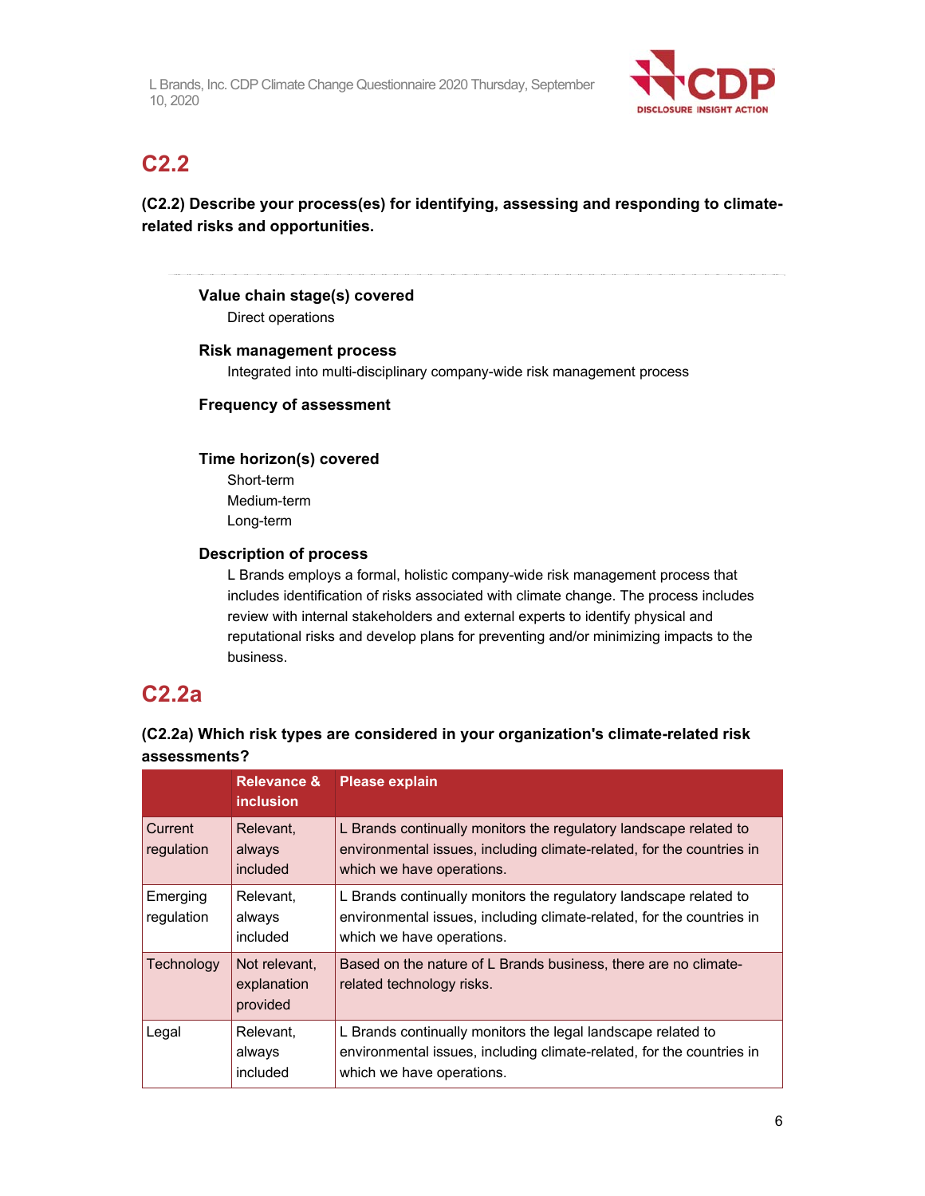## C2.2

**(C2.2) Describe your process(es) for identifying, assessing and responding to climate-related risks and opportunities.**

**Value chain stage(s) covered**

Direct operations

**Risk management process**

Integrated into multi-disciplinary company-wide risk management process

**Frequency of assessment**

**Time horizon(s) covered**

Short-term
Medium-term
Long-term

**Description of process**

L Brands employs a formal, holistic company-wide risk management process that includes identification of risks associated with climate change. The process includes review with internal stakeholders and external experts to identify physical and reputational risks and develop plans for preventing and/or minimizing impacts to the business.

## C2.2a

**(C2.2a) Which risk types are considered in your organization's climate-related risk assessments?**

| | Relevance & inclusion | Please explain |
|---|---|---|
| Current regulation | Relevant, always included | L Brands continually monitors the regulatory landscape related to environmental issues, including climate-related, for the countries in which we have operations. |
| Emerging regulation | Relevant, always included | L Brands continually monitors the regulatory landscape related to environmental issues, including climate-related, for the countries in which we have operations. |
| Technology | Not relevant, explanation provided | Based on the nature of L Brands business, there are no climate-related technology risks. |
| Legal | Relevant, always included | L Brands continually monitors the legal landscape related to environmental issues, including climate-related, for the countries in which we have operations. |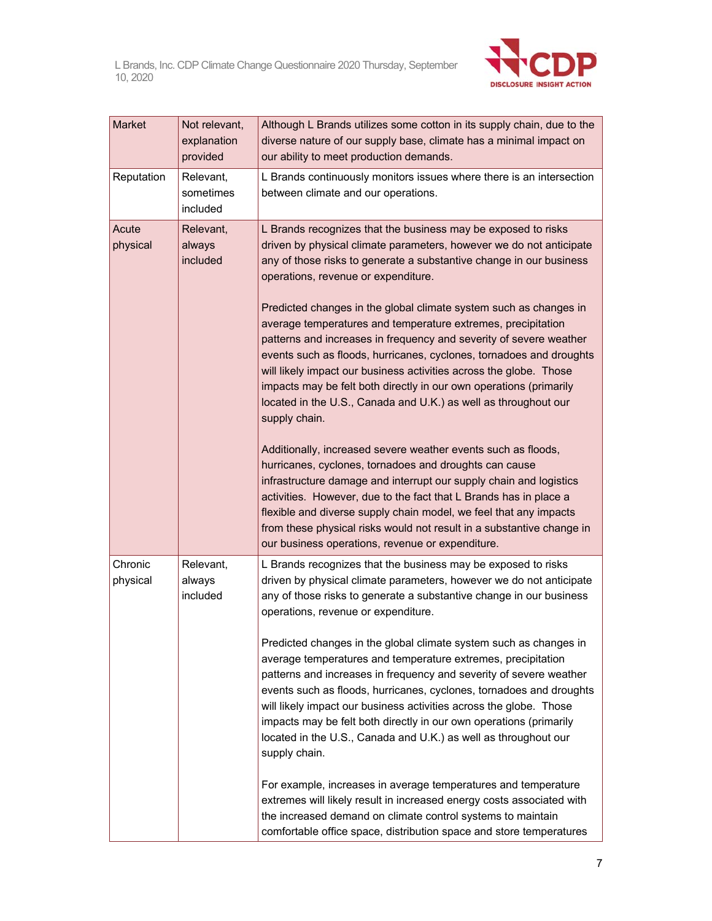| | | |
|---|---|---|
| Market | Not relevant, explanation provided | Although L Brands utilizes some cotton in its supply chain, due to the diverse nature of our supply base, climate has a minimal impact on our ability to meet production demands. |
| Reputation | Relevant, sometimes included | L Brands continuously monitors issues where there is an intersection between climate and our operations. |
| Acute physical | Relevant, always included | L Brands recognizes that the business may be exposed to risks driven by physical climate parameters, however we do not anticipate any of those risks to generate a substantive change in our business operations, revenue or expenditure.<br><br>Predicted changes in the global climate system such as changes in average temperatures and temperature extremes, precipitation patterns and increases in frequency and severity of severe weather events such as floods, hurricanes, cyclones, tornadoes and droughts will likely impact our business activities across the globe. Those impacts may be felt both directly in our own operations (primarily located in the U.S., Canada and U.K.) as well as throughout our supply chain.<br><br>Additionally, increased severe weather events such as floods, hurricanes, cyclones, tornadoes and droughts can cause infrastructure damage and interrupt our supply chain and logistics activities. However, due to the fact that L Brands has in place a flexible and diverse supply chain model, we feel that any impacts from these physical risks would not result in a substantive change in our business operations, revenue or expenditure. |
| Chronic physical | Relevant, always included | L Brands recognizes that the business may be exposed to risks driven by physical climate parameters, however we do not anticipate any of those risks to generate a substantive change in our business operations, revenue or expenditure.<br><br>Predicted changes in the global climate system such as changes in average temperatures and temperature extremes, precipitation patterns and increases in frequency and severity of severe weather events such as floods, hurricanes, cyclones, tornadoes and droughts will likely impact our business activities across the globe. Those impacts may be felt both directly in our own operations (primarily located in the U.S., Canada and U.K.) as well as throughout our supply chain.<br><br>For example, increases in average temperatures and temperature extremes will likely result in increased energy costs associated with the increased demand on climate control systems to maintain comfortable office space, distribution space and store temperatures |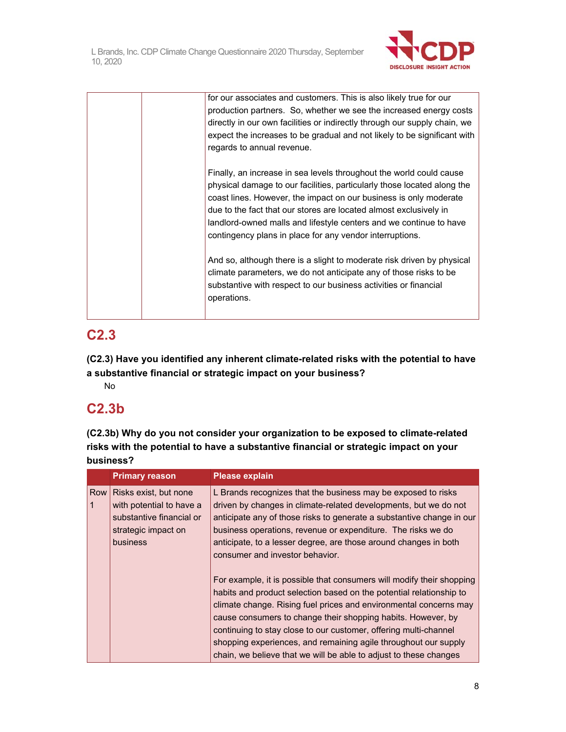| | | for our associates and customers. This is also likely true for our production partners. So, whether we see the increased energy costs directly in our own facilities or indirectly through our supply chain, we expect the increases to be gradual and not likely to be significant with regards to annual revenue.<br><br>Finally, an increase in sea levels throughout the world could cause physical damage to our facilities, particularly those located along the coast lines. However, the impact on our business is only moderate due to the fact that our stores are located almost exclusively in landlord-owned malls and lifestyle centers and we continue to have contingency plans in place for any vendor interruptions.<br><br>And so, although there is a slight to moderate risk driven by physical climate parameters, we do not anticipate any of those risks to be substantive with respect to our business activities or financial operations. |
|---|---|---|

## C2.3

**(C2.3) Have you identified any inherent climate-related risks with the potential to have a substantive financial or strategic impact on your business?**

No

## C2.3b

**(C2.3b) Why do you not consider your organization to be exposed to climate-related risks with the potential to have a substantive financial or strategic impact on your business?**

| | Primary reason | Please explain |
|---|---|---|
| Row 1 | Risks exist, but none with potential to have a substantive financial or strategic impact on business | L Brands recognizes that the business may be exposed to risks driven by changes in climate-related developments, but we do not anticipate any of those risks to generate a substantive change in our business operations, revenue or expenditure. The risks we do anticipate, to a lesser degree, are those around changes in both consumer and investor behavior.<br><br>For example, it is possible that consumers will modify their shopping habits and product selection based on the potential relationship to climate change. Rising fuel prices and environmental concerns may cause consumers to change their shopping habits. However, by continuing to stay close to our customer, offering multi-channel shopping experiences, and remaining agile throughout our supply chain, we believe that we will be able to adjust to these changes |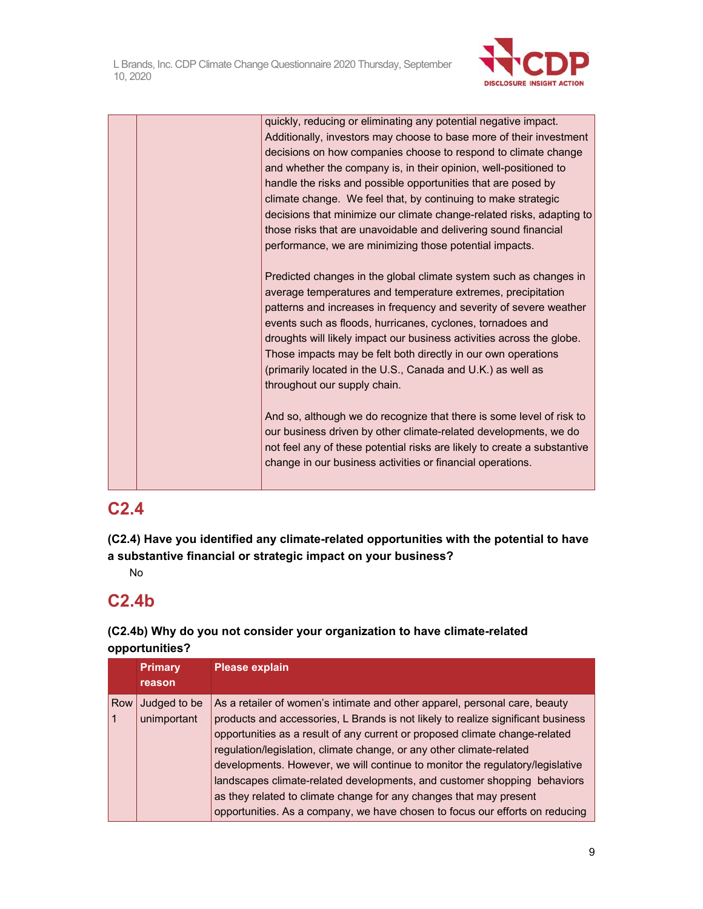| | | |
|---|---|---|
| | | quickly, reducing or eliminating any potential negative impact. Additionally, investors may choose to base more of their investment decisions on how companies choose to respond to climate change and whether the company is, in their opinion, well-positioned to handle the risks and possible opportunities that are posed by climate change. We feel that, by continuing to make strategic decisions that minimize our climate change-related risks, adapting to those risks that are unavoidable and delivering sound financial performance, we are minimizing those potential impacts.<br><br>Predicted changes in the global climate system such as changes in average temperatures and temperature extremes, precipitation patterns and increases in frequency and severity of severe weather events such as floods, hurricanes, cyclones, tornadoes and droughts will likely impact our business activities across the globe. Those impacts may be felt both directly in our own operations (primarily located in the U.S., Canada and U.K.) as well as throughout our supply chain.<br><br>And so, although we do recognize that there is some level of risk to our business driven by other climate-related developments, we do not feel any of these potential risks are likely to create a substantive change in our business activities or financial operations. |

## C2.4

**(C2.4) Have you identified any climate-related opportunities with the potential to have a substantive financial or strategic impact on your business?**

No

## C2.4b

**(C2.4b) Why do you not consider your organization to have climate-related opportunities?**

| | Primary reason | Please explain |
|---|---|---|
| Row 1 | Judged to be unimportant | As a retailer of women's intimate and other apparel, personal care, beauty products and accessories, L Brands is not likely to realize significant business opportunities as a result of any current or proposed climate change-related regulation/legislation, climate change, or any other climate-related developments. However, we will continue to monitor the regulatory/legislative landscapes climate-related developments, and customer shopping behaviors as they related to climate change for any changes that may present opportunities. As a company, we have chosen to focus our efforts on reducing |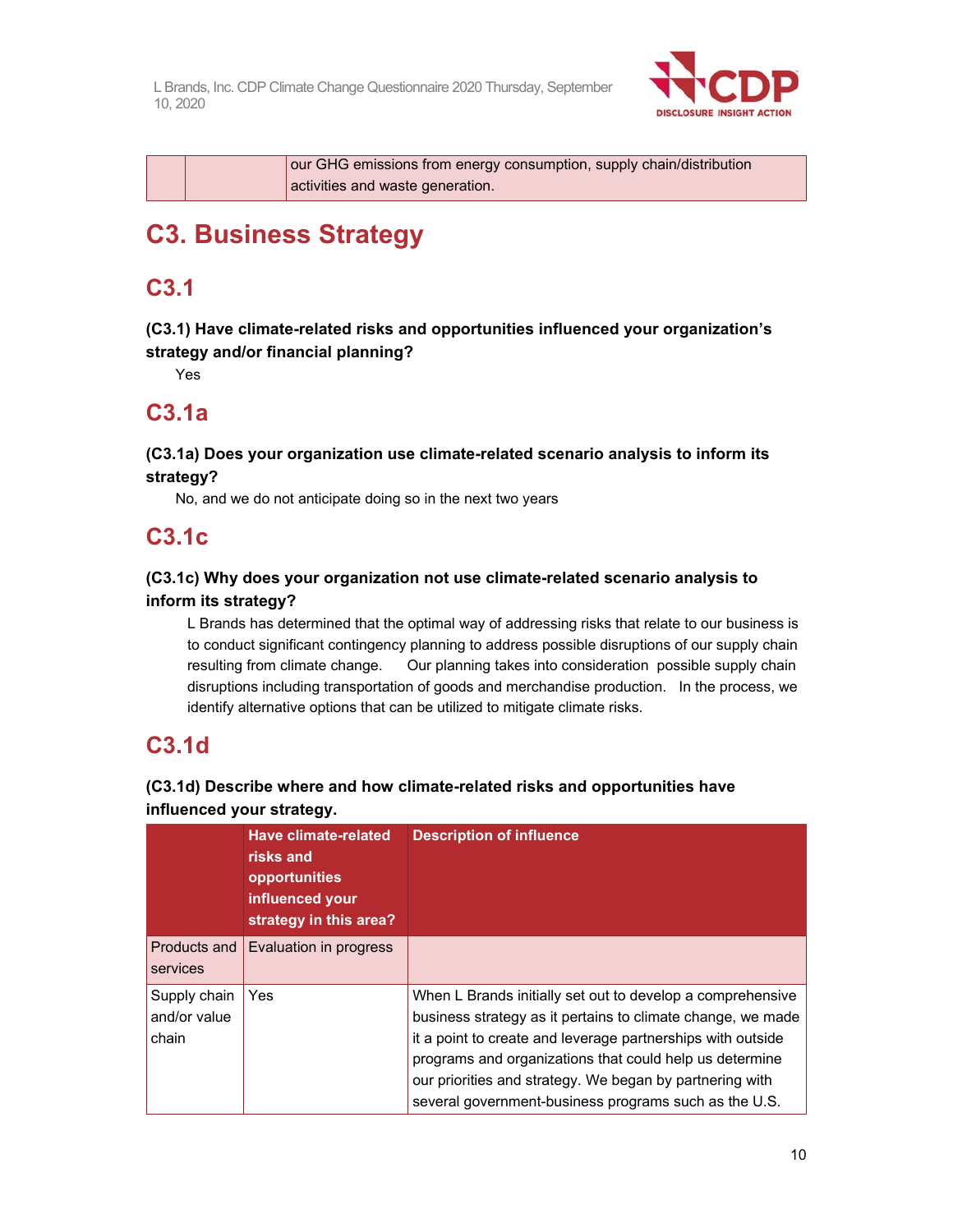| | | our GHG emissions from energy consumption, supply chain/distribution activities and waste generation. |
|---|---|---|

# C3. Business Strategy

## C3.1

### (C3.1) Have climate-related risks and opportunities influenced your organization's strategy and/or financial planning?

Yes

## C3.1a

### (C3.1a) Does your organization use climate-related scenario analysis to inform its strategy?

No, and we do not anticipate doing so in the next two years

## C3.1c

### (C3.1c) Why does your organization not use climate-related scenario analysis to inform its strategy?

L Brands has determined that the optimal way of addressing risks that relate to our business is to conduct significant contingency planning to address possible disruptions of our supply chain resulting from climate change. Our planning takes into consideration possible supply chain disruptions including transportation of goods and merchandise production. In the process, we identify alternative options that can be utilized to mitigate climate risks.

## C3.1d

### (C3.1d) Describe where and how climate-related risks and opportunities have influenced your strategy.

| | Have climate-related risks and opportunities influenced your strategy in this area? | Description of influence |
|---|---|---|
| Products and services | Evaluation in progress | |
| Supply chain and/or value chain | Yes | When L Brands initially set out to develop a comprehensive business strategy as it pertains to climate change, we made it a point to create and leverage partnerships with outside programs and organizations that could help us determine our priorities and strategy. We began by partnering with several government-business programs such as the U.S. |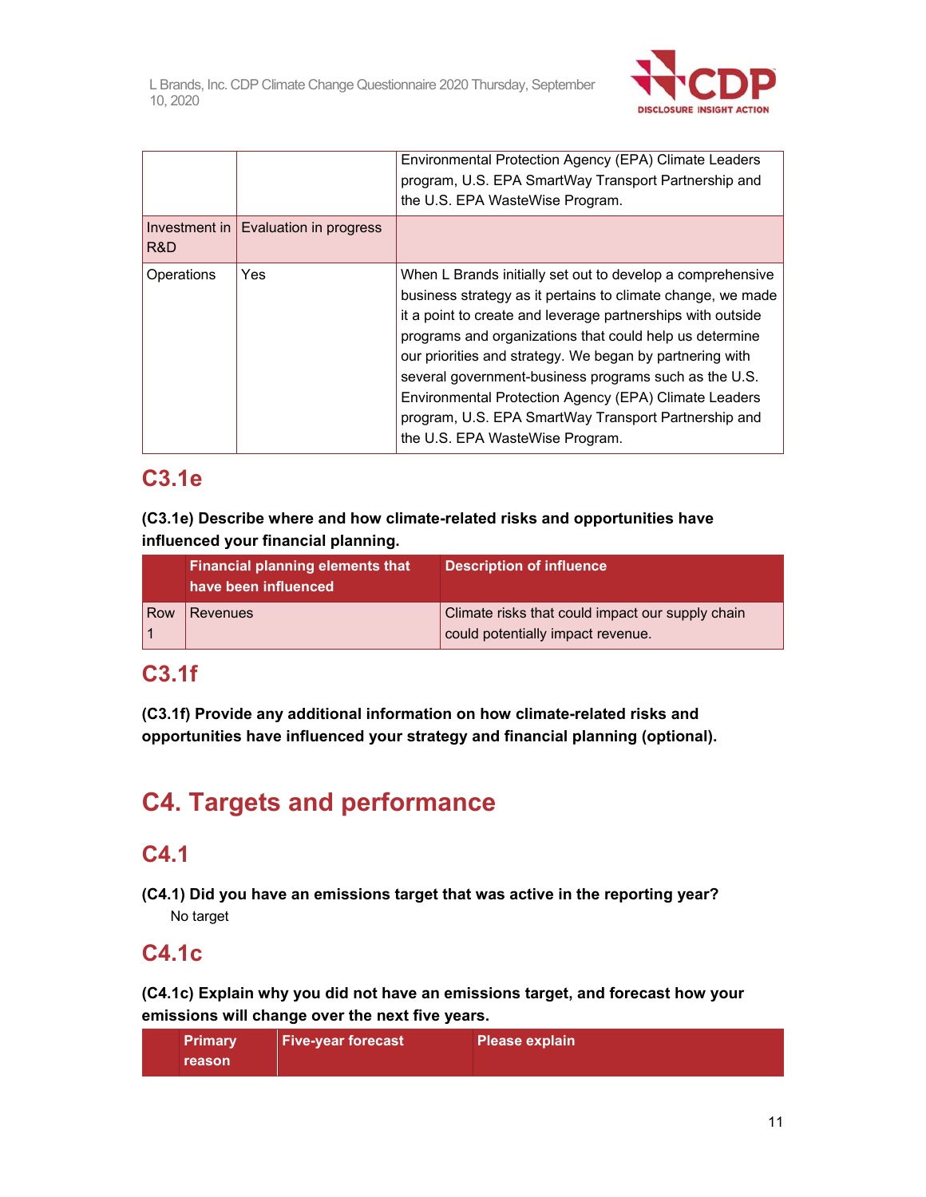|  |  | Environmental Protection Agency (EPA) Climate Leaders program, U.S. EPA SmartWay Transport Partnership and the U.S. EPA WasteWise Program. |
|---|---|---|
| Investment in R&D | Evaluation in progress |  |
| Operations | Yes | When L Brands initially set out to develop a comprehensive business strategy as it pertains to climate change, we made it a point to create and leverage partnerships with outside programs and organizations that could help us determine our priorities and strategy. We began by partnering with several government-business programs such as the U.S. Environmental Protection Agency (EPA) Climate Leaders program, U.S. EPA SmartWay Transport Partnership and the U.S. EPA WasteWise Program. |

## C3.1e

**(C3.1e) Describe where and how climate-related risks and opportunities have influenced your financial planning.**

|  | Financial planning elements that have been influenced | Description of influence |
|---|---|---|
| Row 1 | Revenues | Climate risks that could impact our supply chain could potentially impact revenue. |

## C3.1f

**(C3.1f) Provide any additional information on how climate-related risks and opportunities have influenced your strategy and financial planning (optional).**

# C4. Targets and performance

## C4.1

**(C4.1) Did you have an emissions target that was active in the reporting year?**

No target

## C4.1c

**(C4.1c) Explain why you did not have an emissions target, and forecast how your emissions will change over the next five years.**

|  | Primary reason | Five-year forecast | Please explain |
|---|---|---|---|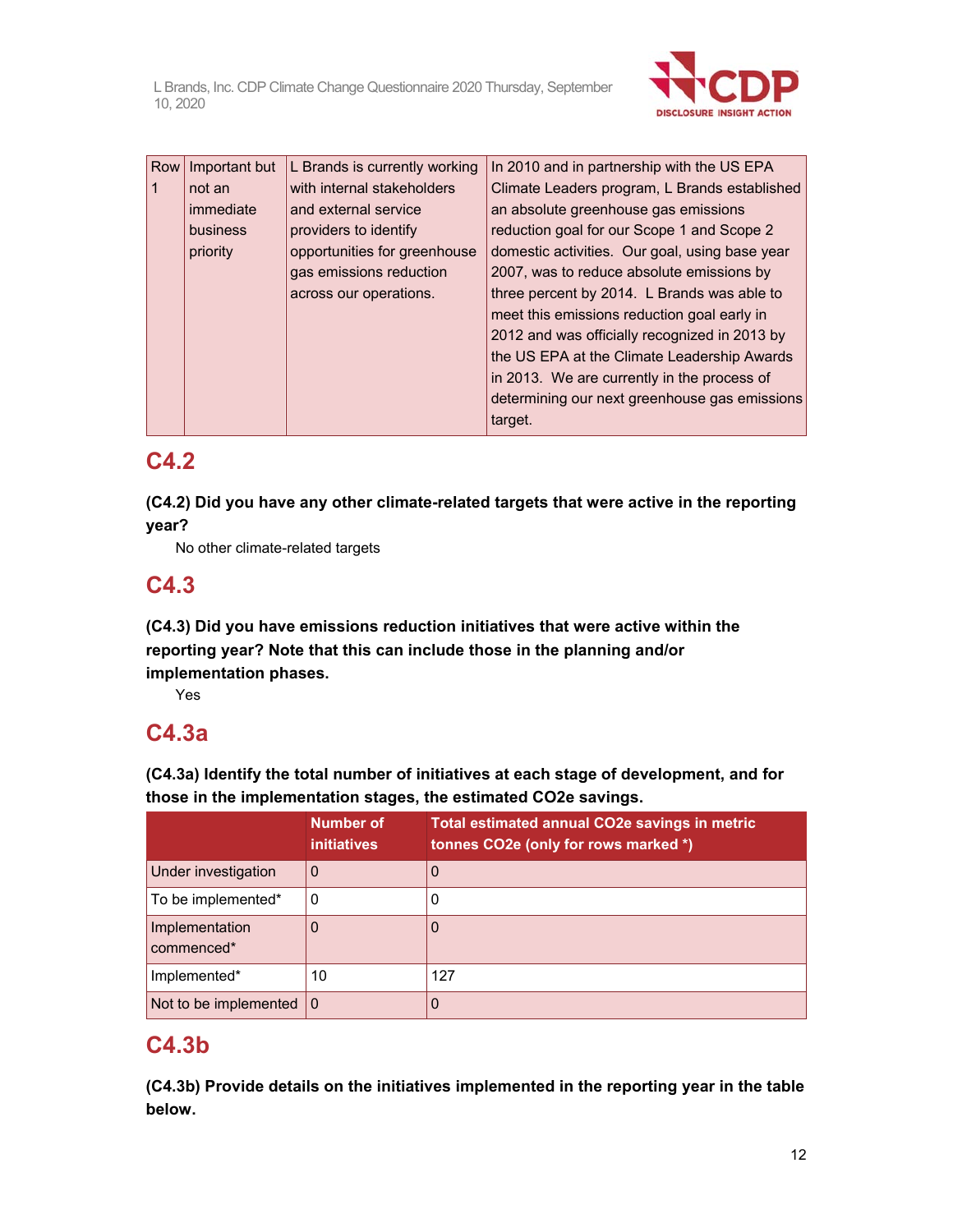| Row 1 | Important but not an immediate business priority | L Brands is currently working with internal stakeholders and external service providers to identify opportunities for greenhouse gas emissions reduction across our operations. | In 2010 and in partnership with the US EPA Climate Leaders program, L Brands established an absolute greenhouse gas emissions reduction goal for our Scope 1 and Scope 2 domestic activities. Our goal, using base year 2007, was to reduce absolute emissions by three percent by 2014. L Brands was able to meet this emissions reduction goal early in 2012 and was officially recognized in 2013 by the US EPA at the Climate Leadership Awards in 2013. We are currently in the process of determining our next greenhouse gas emissions target. |
|---|---|---|---|

## C4.2

**(C4.2) Did you have any other climate-related targets that were active in the reporting year?**

No other climate-related targets

## C4.3

**(C4.3) Did you have emissions reduction initiatives that were active within the reporting year? Note that this can include those in the planning and/or implementation phases.**

Yes

## C4.3a

**(C4.3a) Identify the total number of initiatives at each stage of development, and for those in the implementation stages, the estimated CO2e savings.**

| | Number of initiatives | Total estimated annual CO2e savings in metric tonnes CO2e (only for rows marked *) |
|---|---|---|
| Under investigation | 0 | 0 |
| To be implemented* | 0 | 0 |
| Implementation commenced* | 0 | 0 |
| Implemented* | 10 | 127 |
| Not to be implemented | 0 | 0 |

## C4.3b

**(C4.3b) Provide details on the initiatives implemented in the reporting year in the table below.**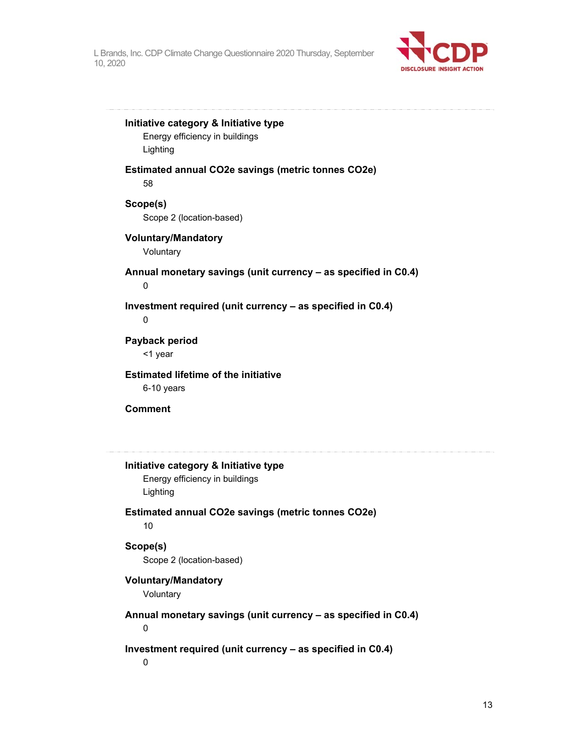**Initiative category & Initiative type**

Energy efficiency in buildings

Lighting

**Estimated annual CO2e savings (metric tonnes CO2e)**

58

**Scope(s)**

Scope 2 (location-based)

**Voluntary/Mandatory**

Voluntary

**Annual monetary savings (unit currency – as specified in C0.4)**

0

**Investment required (unit currency – as specified in C0.4)**

0

**Payback period**

<1 year

**Estimated lifetime of the initiative**

6-10 years

**Comment**

---

**Initiative category & Initiative type**

Energy efficiency in buildings

Lighting

**Estimated annual CO2e savings (metric tonnes CO2e)**

10

**Scope(s)**

Scope 2 (location-based)

**Voluntary/Mandatory**

Voluntary

**Annual monetary savings (unit currency – as specified in C0.4)**

0

**Investment required (unit currency – as specified in C0.4)**

0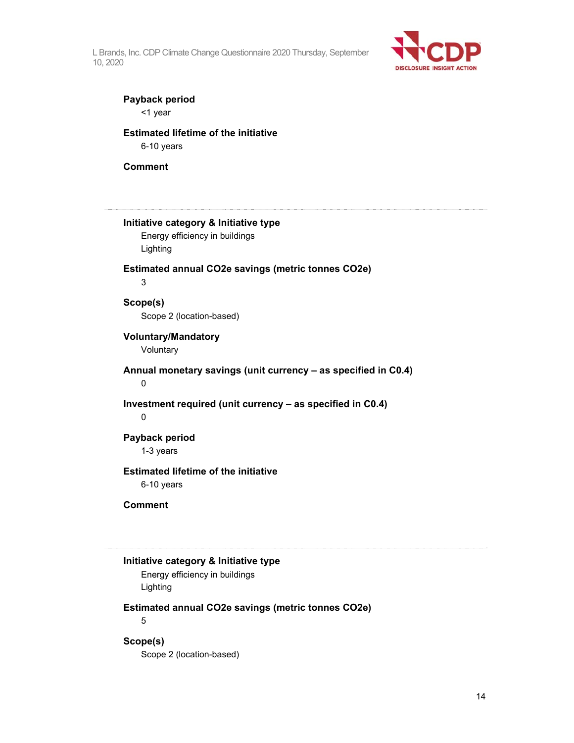**Payback period**

<1 year

**Estimated lifetime of the initiative**

6-10 years

**Comment**

---

**Initiative category & Initiative type**

Energy efficiency in buildings
Lighting

**Estimated annual CO2e savings (metric tonnes CO2e)**

3

**Scope(s)**

Scope 2 (location-based)

**Voluntary/Mandatory**

Voluntary

**Annual monetary savings (unit currency – as specified in C0.4)**

0

**Investment required (unit currency – as specified in C0.4)**

0

**Payback period**

1-3 years

**Estimated lifetime of the initiative**

6-10 years

**Comment**

---

**Initiative category & Initiative type**

Energy efficiency in buildings
Lighting

**Estimated annual CO2e savings (metric tonnes CO2e)**

5

**Scope(s)**

Scope 2 (location-based)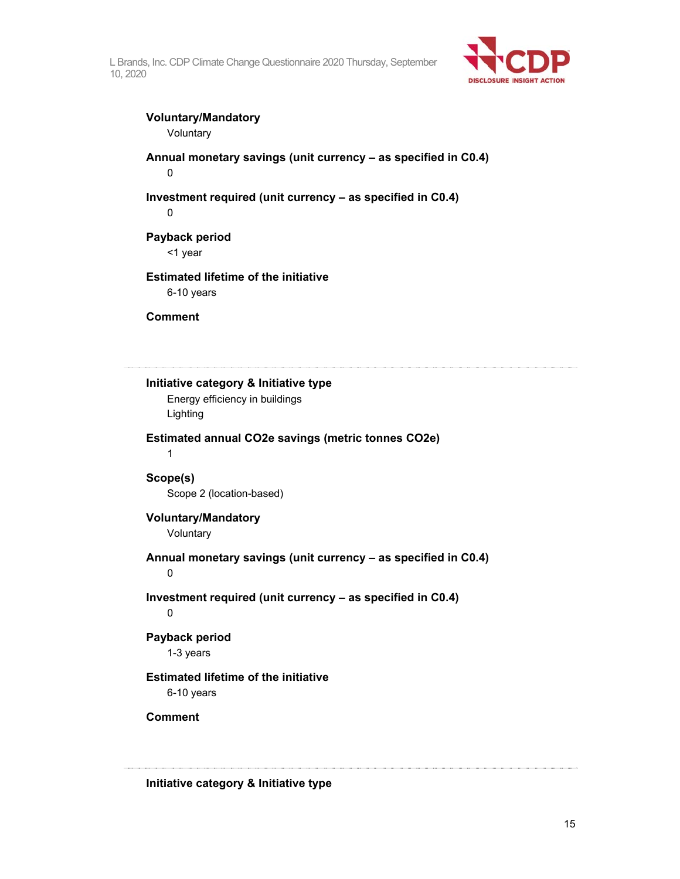**Voluntary/Mandatory**

Voluntary

**Annual monetary savings (unit currency – as specified in C0.4)**

0

**Investment required (unit currency – as specified in C0.4)**

0

**Payback period**

<1 year

**Estimated lifetime of the initiative**

6-10 years

**Comment**

---

**Initiative category & Initiative type**

Energy efficiency in buildings

Lighting

**Estimated annual CO2e savings (metric tonnes CO2e)**

1

**Scope(s)**

Scope 2 (location-based)

**Voluntary/Mandatory**

Voluntary

**Annual monetary savings (unit currency – as specified in C0.4)**

0

**Investment required (unit currency – as specified in C0.4)**

0

**Payback period**

1-3 years

**Estimated lifetime of the initiative**

6-10 years

**Comment**

---

**Initiative category & Initiative type**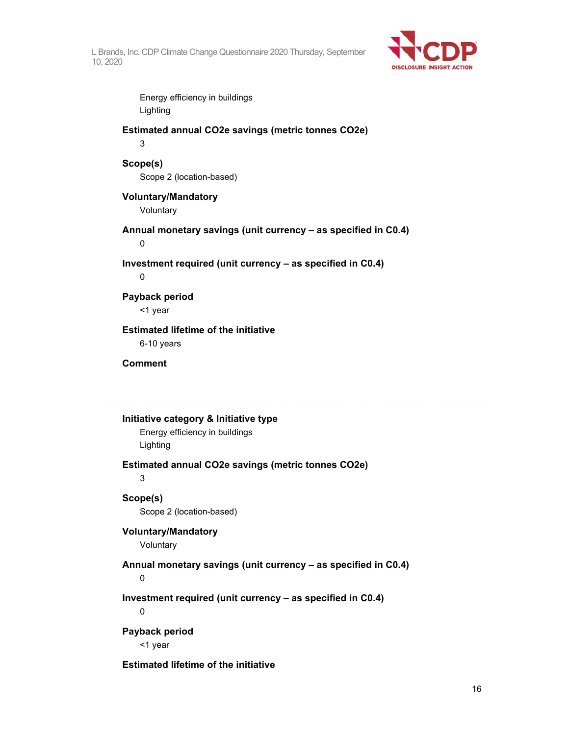Energy efficiency in buildings
Lighting

**Estimated annual CO2e savings (metric tonnes CO2e)**

3

**Scope(s)**

Scope 2 (location-based)

**Voluntary/Mandatory**

Voluntary

**Annual monetary savings (unit currency – as specified in C0.4)**

0

**Investment required (unit currency – as specified in C0.4)**

0

**Payback period**

<1 year

**Estimated lifetime of the initiative**

6-10 years

**Comment**

---

**Initiative category & Initiative type**

Energy efficiency in buildings
Lighting

**Estimated annual CO2e savings (metric tonnes CO2e)**

3

**Scope(s)**

Scope 2 (location-based)

**Voluntary/Mandatory**

Voluntary

**Annual monetary savings (unit currency – as specified in C0.4)**

0

**Investment required (unit currency – as specified in C0.4)**

0

**Payback period**

<1 year

**Estimated lifetime of the initiative**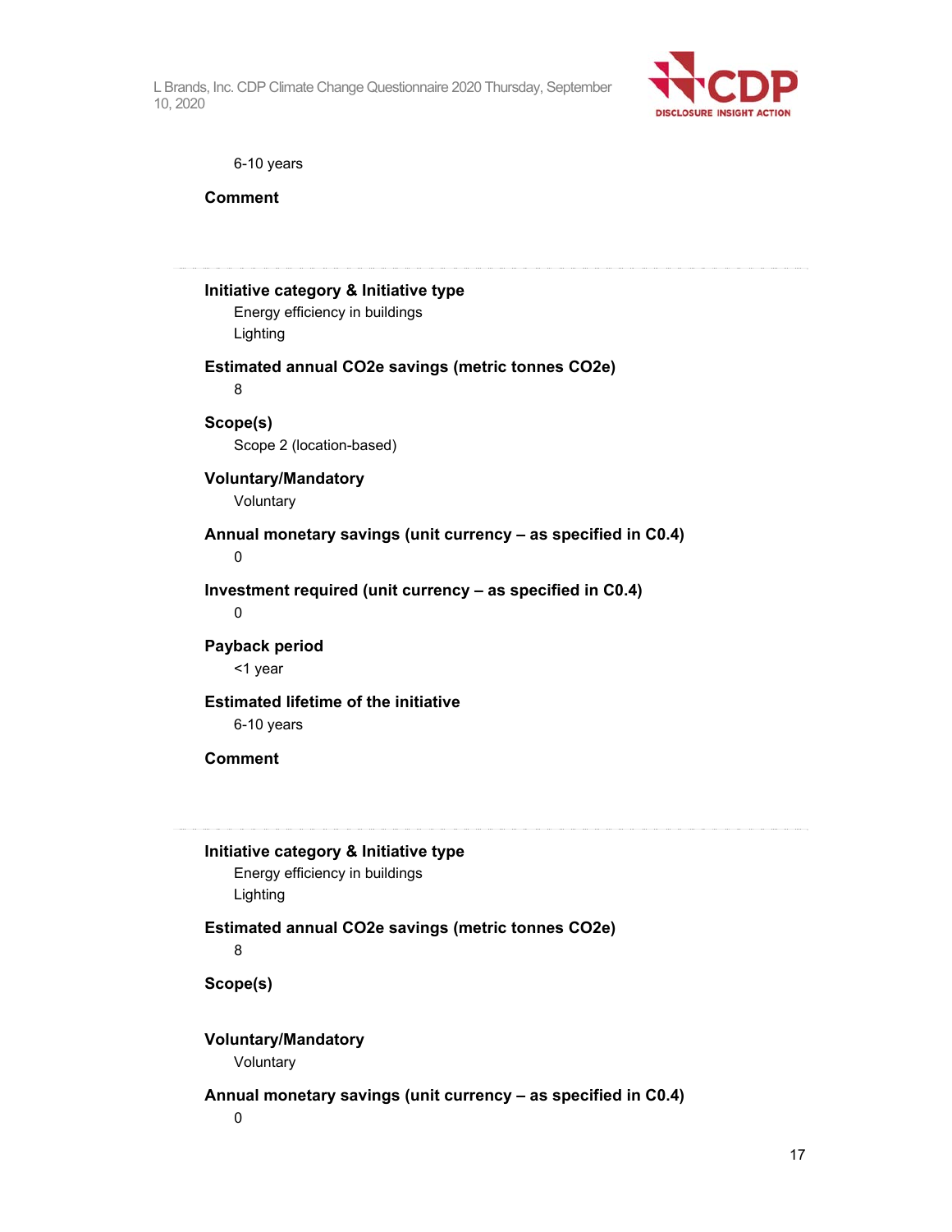6-10 years

**Comment**

---

**Initiative category & Initiative type**

Energy efficiency in buildings

Lighting

**Estimated annual CO2e savings (metric tonnes CO2e)**

8

**Scope(s)**

Scope 2 (location-based)

**Voluntary/Mandatory**

Voluntary

**Annual monetary savings (unit currency – as specified in C0.4)**

0

**Investment required (unit currency – as specified in C0.4)**

0

**Payback period**

<1 year

**Estimated lifetime of the initiative**

6-10 years

**Comment**

---

**Initiative category & Initiative type**

Energy efficiency in buildings

Lighting

**Estimated annual CO2e savings (metric tonnes CO2e)**

8

**Scope(s)**

**Voluntary/Mandatory**

Voluntary

**Annual monetary savings (unit currency – as specified in C0.4)**

0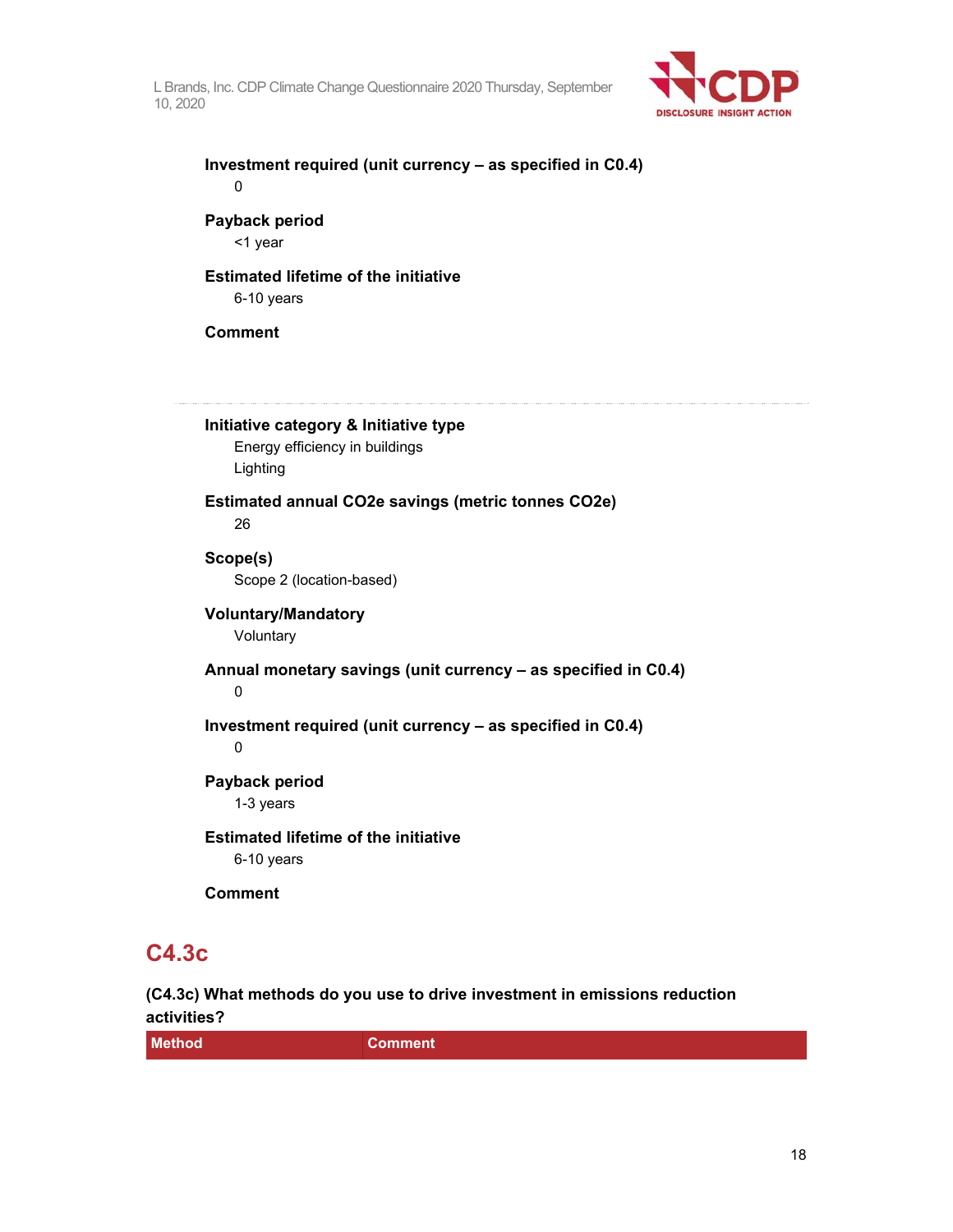**Investment required (unit currency – as specified in C0.4)**

0

**Payback period**

<1 year

**Estimated lifetime of the initiative**

6-10 years

**Comment**

---

**Initiative category & Initiative type**

Energy efficiency in buildings

Lighting

**Estimated annual CO2e savings (metric tonnes CO2e)**

26

**Scope(s)**

Scope 2 (location-based)

**Voluntary/Mandatory**

Voluntary

**Annual monetary savings (unit currency – as specified in C0.4)**

0

**Investment required (unit currency – as specified in C0.4)**

0

**Payback period**

1-3 years

**Estimated lifetime of the initiative**

6-10 years

**Comment**

## C4.3c

**(C4.3c) What methods do you use to drive investment in emissions reduction activities?**

| Method | Comment |
| --- | --- |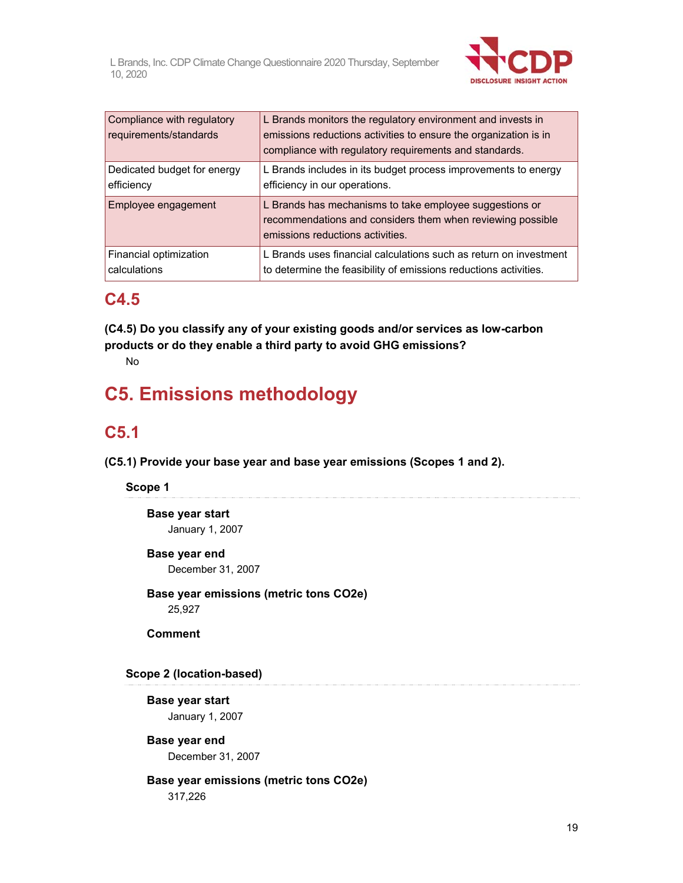| | |
|---|---|
| Compliance with regulatory requirements/standards | L Brands monitors the regulatory environment and invests in emissions reductions activities to ensure the organization is in compliance with regulatory requirements and standards. |
| Dedicated budget for energy efficiency | L Brands includes in its budget process improvements to energy efficiency in our operations. |
| Employee engagement | L Brands has mechanisms to take employee suggestions or recommendations and considers them when reviewing possible emissions reductions activities. |
| Financial optimization calculations | L Brands uses financial calculations such as return on investment to determine the feasibility of emissions reductions activities. |

## C4.5

**(C4.5) Do you classify any of your existing goods and/or services as low-carbon products or do they enable a third party to avoid GHG emissions?**

No

# C5. Emissions methodology

## C5.1

**(C5.1) Provide your base year and base year emissions (Scopes 1 and 2).**

### Scope 1

**Base year start**

January 1, 2007

**Base year end**

December 31, 2007

**Base year emissions (metric tons CO2e)**

25,927

**Comment**

### Scope 2 (location-based)

**Base year start**

January 1, 2007

**Base year end**

December 31, 2007

**Base year emissions (metric tons CO2e)**

317,226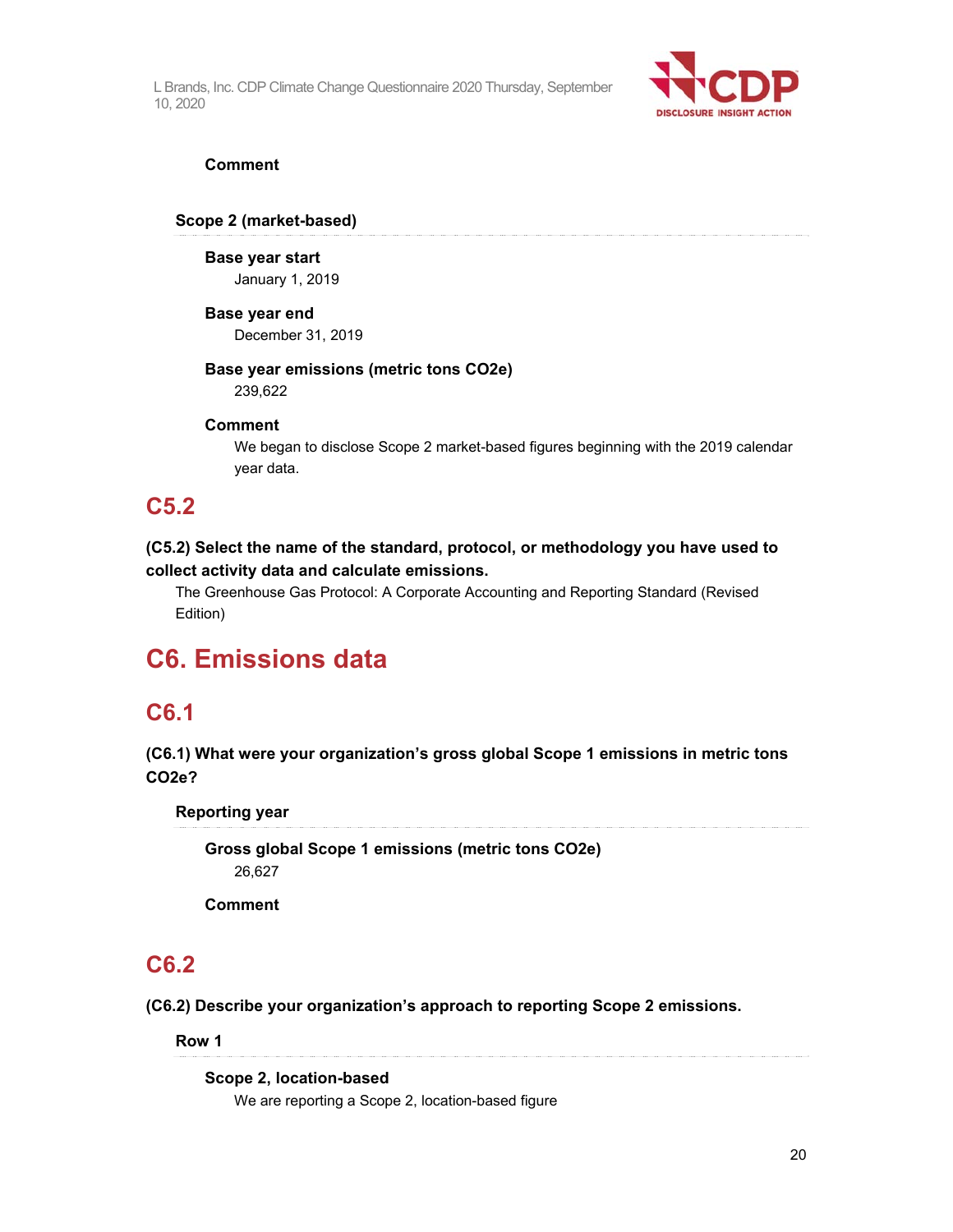**Comment**

**Scope 2 (market-based)**

**Base year start**
January 1, 2019

**Base year end**
December 31, 2019

**Base year emissions (metric tons CO2e)**
239,622

**Comment**
We began to disclose Scope 2 market-based figures beginning with the 2019 calendar year data.

## C5.2

**(C5.2) Select the name of the standard, protocol, or methodology you have used to collect activity data and calculate emissions.**

The Greenhouse Gas Protocol: A Corporate Accounting and Reporting Standard (Revised Edition)

# C6. Emissions data

## C6.1

**(C6.1) What were your organization's gross global Scope 1 emissions in metric tons CO2e?**

**Reporting year**

**Gross global Scope 1 emissions (metric tons CO2e)**
26,627

**Comment**

## C6.2

**(C6.2) Describe your organization's approach to reporting Scope 2 emissions.**

**Row 1**

**Scope 2, location-based**
We are reporting a Scope 2, location-based figure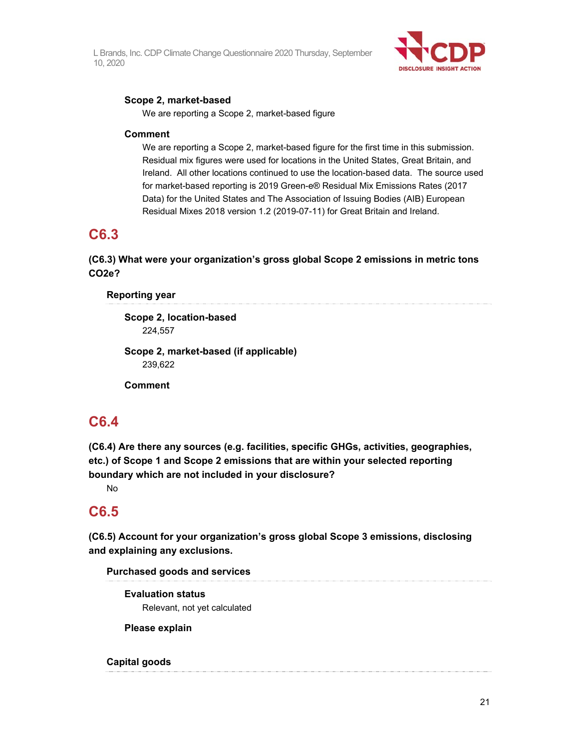**Scope 2, market-based**

We are reporting a Scope 2, market-based figure

**Comment**

We are reporting a Scope 2, market-based figure for the first time in this submission. Residual mix figures were used for locations in the United States, Great Britain, and Ireland. All other locations continued to use the location-based data. The source used for market-based reporting is 2019 Green-e® Residual Mix Emissions Rates (2017 Data) for the United States and The Association of Issuing Bodies (AIB) European Residual Mixes 2018 version 1.2 (2019-07-11) for Great Britain and Ireland.

## C6.3

**(C6.3) What were your organization's gross global Scope 2 emissions in metric tons CO2e?**

**Reporting year**

**Scope 2, location-based**

224,557

**Scope 2, market-based (if applicable)**

239,622

**Comment**

## C6.4

**(C6.4) Are there any sources (e.g. facilities, specific GHGs, activities, geographies, etc.) of Scope 1 and Scope 2 emissions that are within your selected reporting boundary which are not included in your disclosure?**

No

## C6.5

**(C6.5) Account for your organization's gross global Scope 3 emissions, disclosing and explaining any exclusions.**

**Purchased goods and services**

**Evaluation status**

Relevant, not yet calculated

**Please explain**

**Capital goods**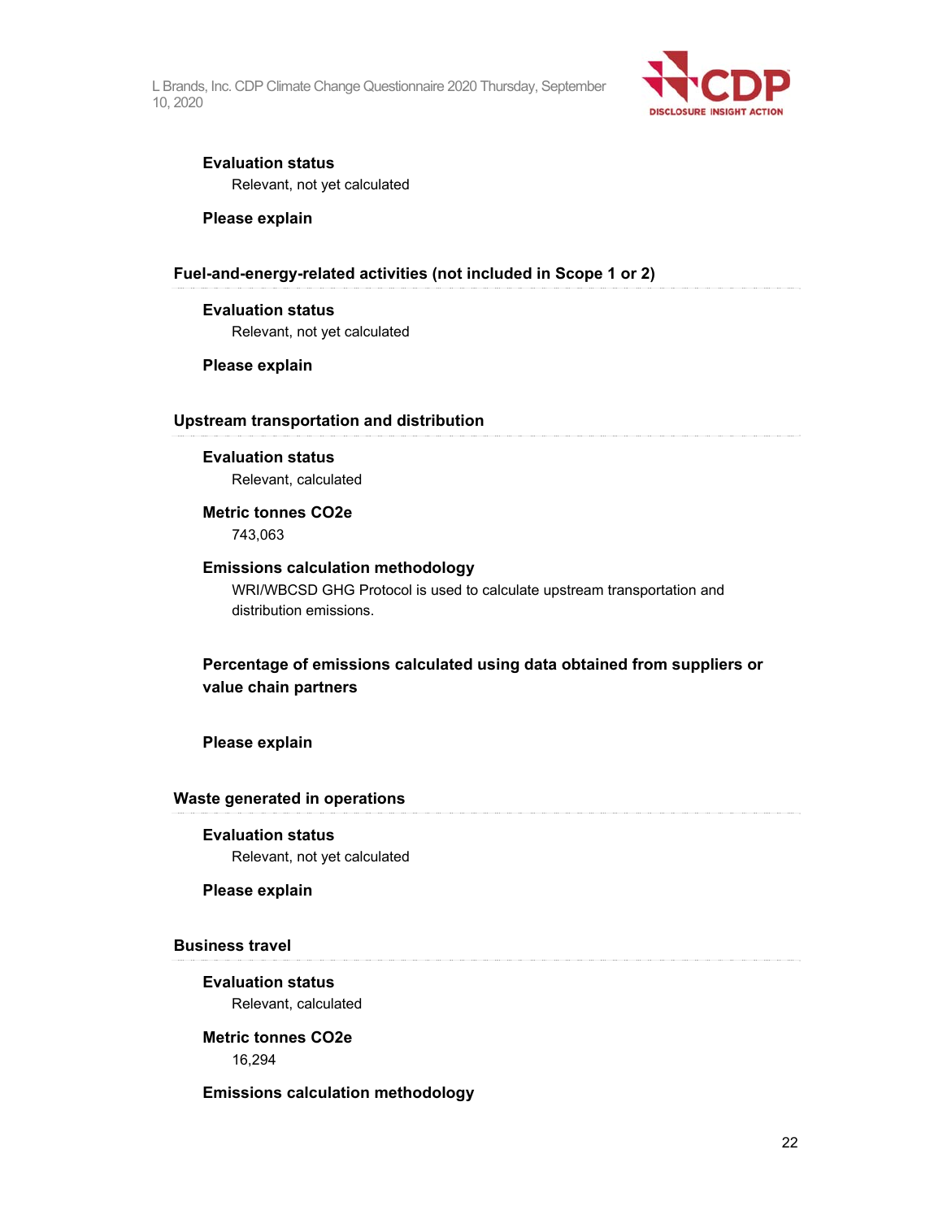**Evaluation status**

Relevant, not yet calculated

**Please explain**

### Fuel-and-energy-related activities (not included in Scope 1 or 2)

**Evaluation status**

Relevant, not yet calculated

**Please explain**

### Upstream transportation and distribution

**Evaluation status**

Relevant, calculated

**Metric tonnes CO2e**

743,063

**Emissions calculation methodology**

WRI/WBCSD GHG Protocol is used to calculate upstream transportation and distribution emissions.

**Percentage of emissions calculated using data obtained from suppliers or value chain partners**

**Please explain**

### Waste generated in operations

**Evaluation status**

Relevant, not yet calculated

**Please explain**

### Business travel

**Evaluation status**

Relevant, calculated

**Metric tonnes CO2e**

16,294

**Emissions calculation methodology**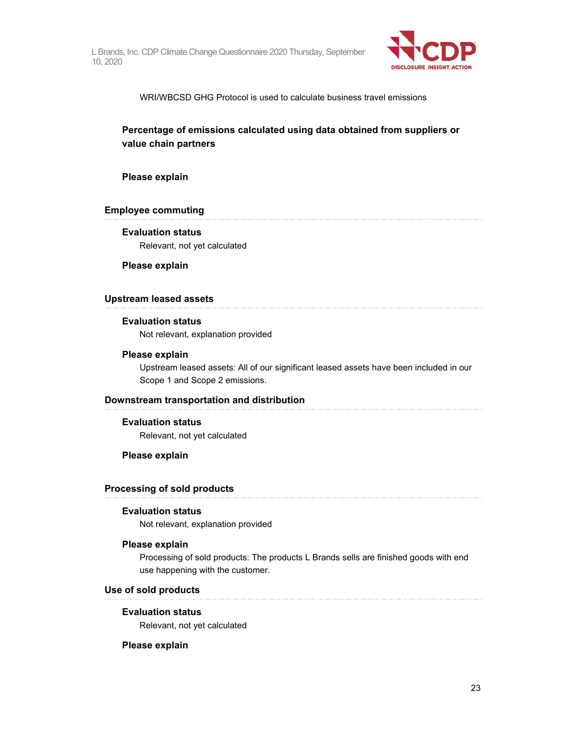WRI/WBCSD GHG Protocol is used to calculate business travel emissions

**Percentage of emissions calculated using data obtained from suppliers or value chain partners**

**Please explain**

### Employee commuting

**Evaluation status**

Relevant, not yet calculated

**Please explain**

### Upstream leased assets

**Evaluation status**

Not relevant, explanation provided

**Please explain**

Upstream leased assets: All of our significant leased assets have been included in our Scope 1 and Scope 2 emissions.

### Downstream transportation and distribution

**Evaluation status**

Relevant, not yet calculated

**Please explain**

### Processing of sold products

**Evaluation status**

Not relevant, explanation provided

**Please explain**

Processing of sold products: The products L Brands sells are finished goods with end use happening with the customer.

### Use of sold products

**Evaluation status**

Relevant, not yet calculated

**Please explain**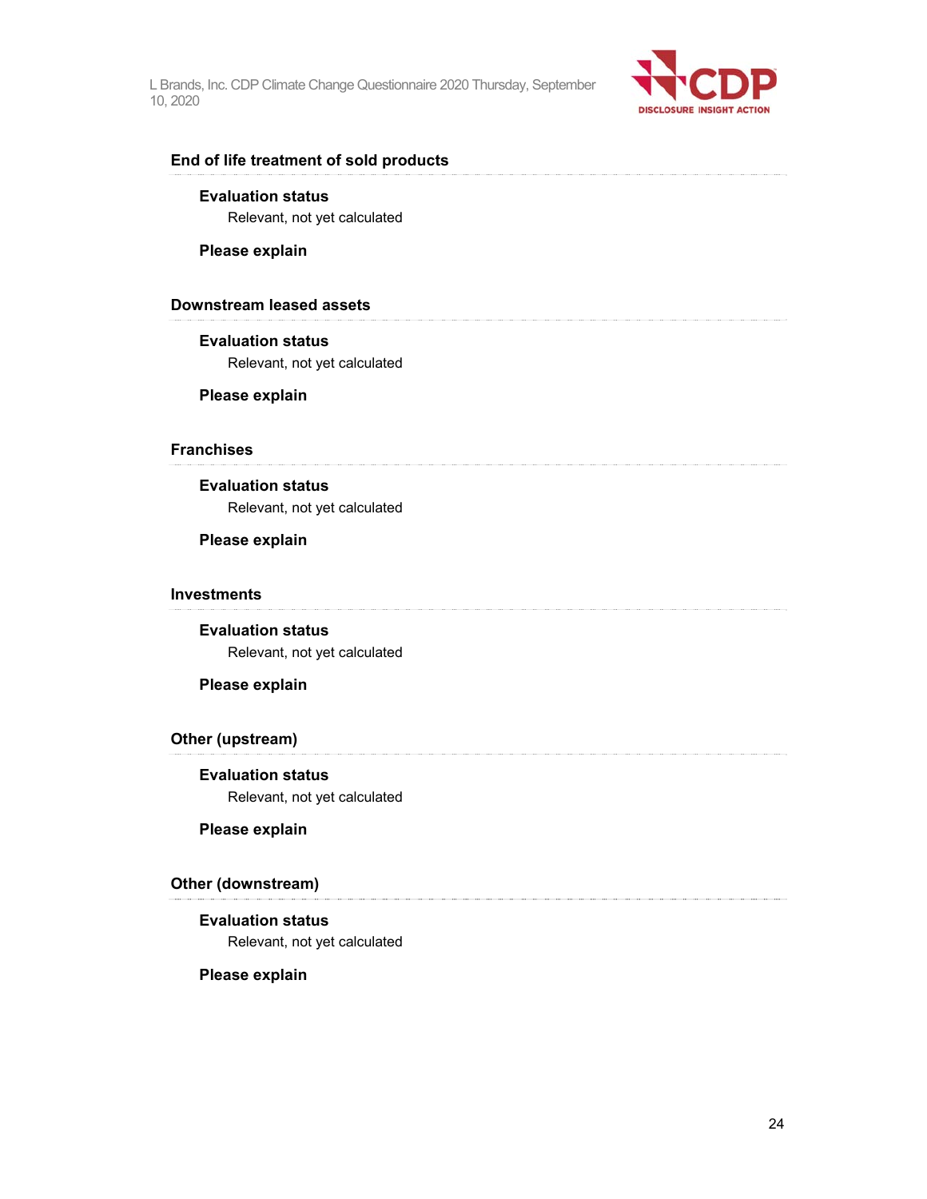### End of life treatment of sold products

**Evaluation status**

Relevant, not yet calculated

**Please explain**

### Downstream leased assets

**Evaluation status**

Relevant, not yet calculated

**Please explain**

### Franchises

**Evaluation status**

Relevant, not yet calculated

**Please explain**

### Investments

**Evaluation status**

Relevant, not yet calculated

**Please explain**

### Other (upstream)

**Evaluation status**

Relevant, not yet calculated

**Please explain**

### Other (downstream)

**Evaluation status**

Relevant, not yet calculated

**Please explain**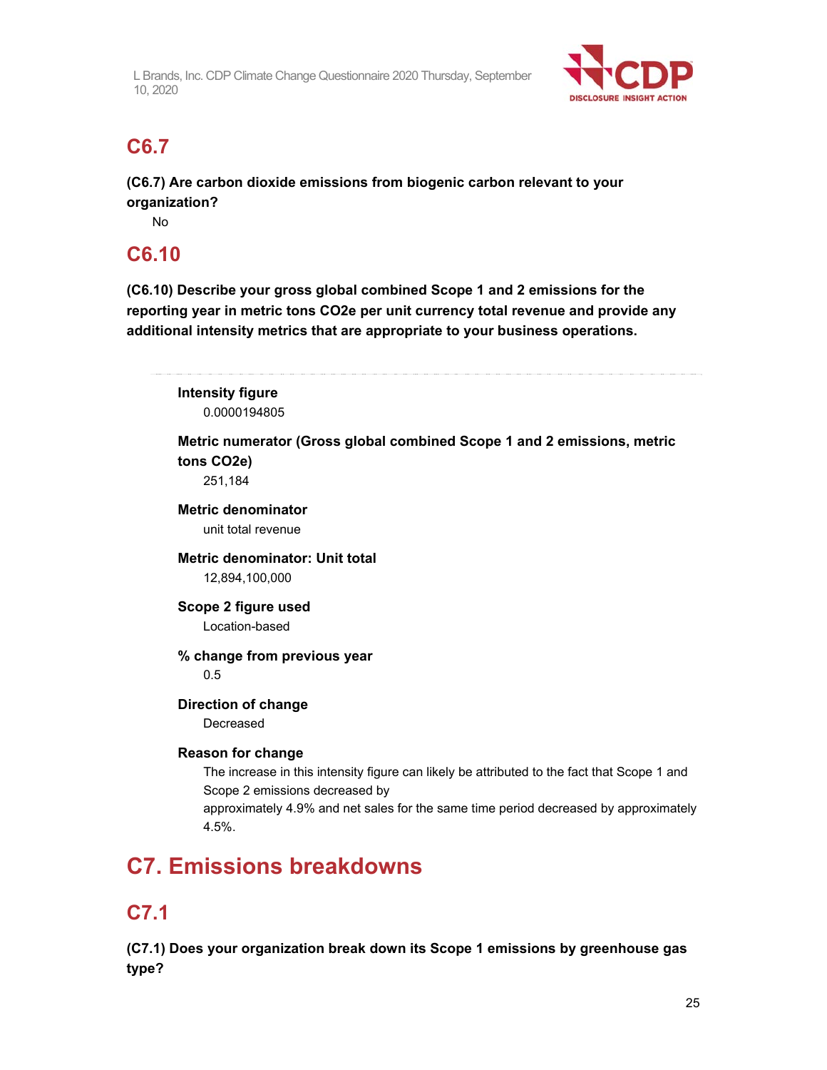## C6.7

**(C6.7) Are carbon dioxide emissions from biogenic carbon relevant to your organization?**

No

## C6.10

**(C6.10) Describe your gross global combined Scope 1 and 2 emissions for the reporting year in metric tons CO2e per unit currency total revenue and provide any additional intensity metrics that are appropriate to your business operations.**

**Intensity figure**

0.0000194805

**Metric numerator (Gross global combined Scope 1 and 2 emissions, metric tons CO2e)**

251,184

**Metric denominator**

unit total revenue

**Metric denominator: Unit total**

12,894,100,000

**Scope 2 figure used**

Location-based

**% change from previous year**

0.5

**Direction of change**

Decreased

**Reason for change**

The increase in this intensity figure can likely be attributed to the fact that Scope 1 and Scope 2 emissions decreased by
approximately 4.9% and net sales for the same time period decreased by approximately 4.5%.

# C7. Emissions breakdowns

## C7.1

**(C7.1) Does your organization break down its Scope 1 emissions by greenhouse gas type?**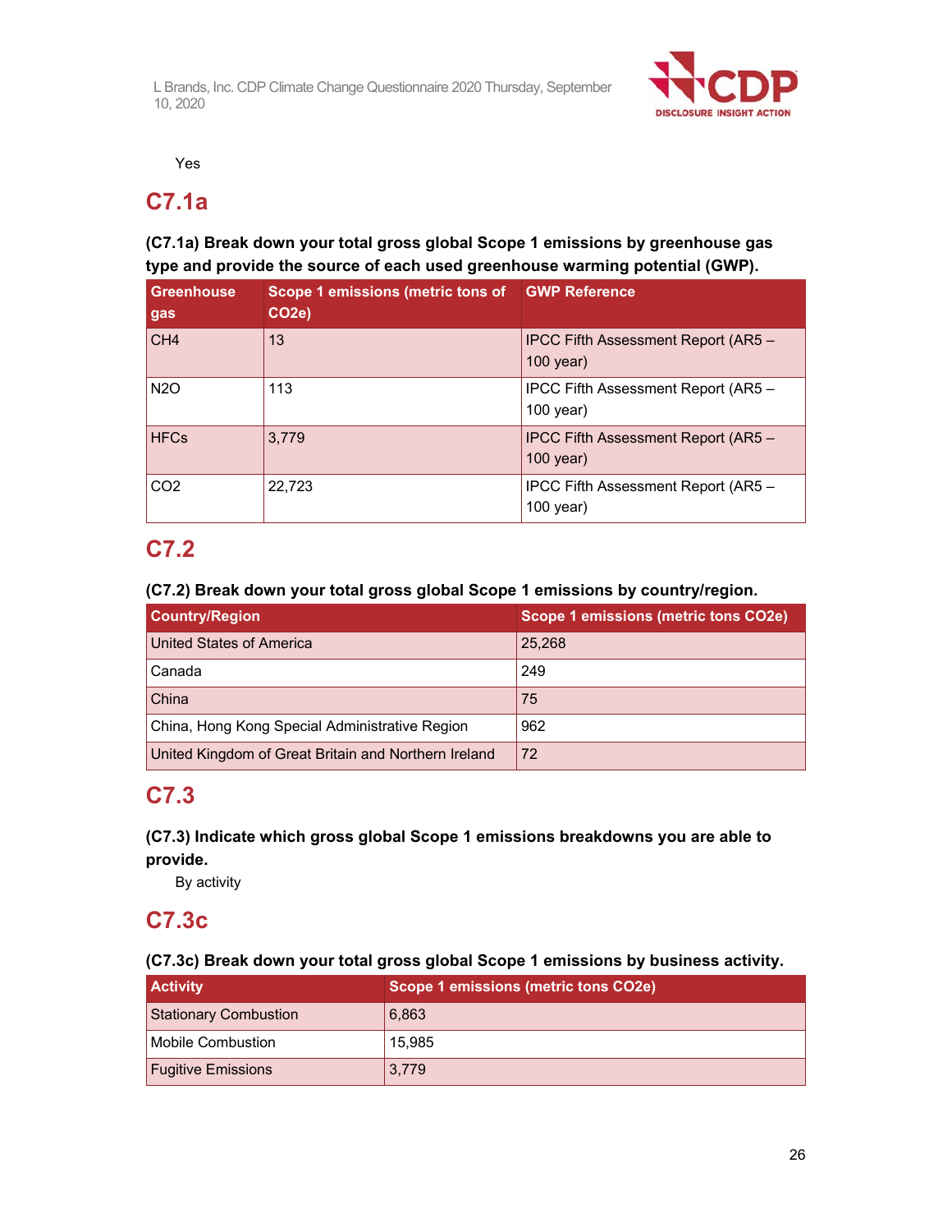Yes

## C7.1a

**(C7.1a) Break down your total gross global Scope 1 emissions by greenhouse gas type and provide the source of each used greenhouse warming potential (GWP).**

| Greenhouse gas | Scope 1 emissions (metric tons of $CO_2e$) | GWP Reference |
|---|---|---|
| $CH_4$ | 13 | IPCC Fifth Assessment Report (AR5 – 100 year) |
| $N_2O$ | 113 | IPCC Fifth Assessment Report (AR5 – 100 year) |
| HFCs | 3,779 | IPCC Fifth Assessment Report (AR5 – 100 year) |
| $CO_2$ | 22,723 | IPCC Fifth Assessment Report (AR5 – 100 year) |

## C7.2

**(C7.2) Break down your total gross global Scope 1 emissions by country/region.**

| Country/Region | Scope 1 emissions (metric tons $CO_2e$) |
|---|---|
| United States of America | 25,268 |
| Canada | 249 |
| China | 75 |
| China, Hong Kong Special Administrative Region | 962 |
| United Kingdom of Great Britain and Northern Ireland | 72 |

## C7.3

**(C7.3) Indicate which gross global Scope 1 emissions breakdowns you are able to provide.**

By activity

## C7.3c

**(C7.3c) Break down your total gross global Scope 1 emissions by business activity.**

| Activity | Scope 1 emissions (metric tons $CO_2e$) |
|---|---|
| Stationary Combustion | 6,863 |
| Mobile Combustion | 15,985 |
| Fugitive Emissions | 3,779 |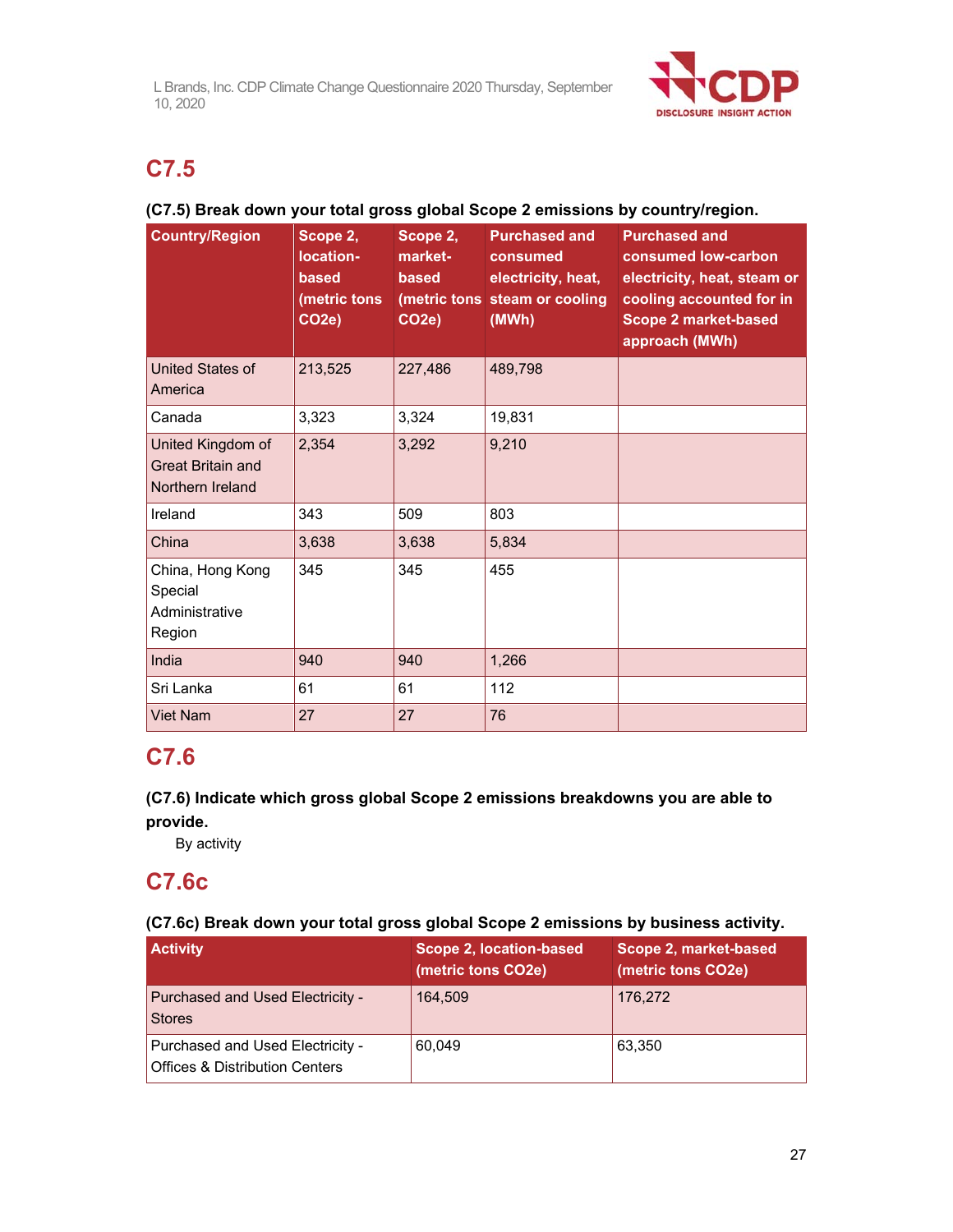## C7.5

**(C7.5) Break down your total gross global Scope 2 emissions by country/region.**

| Country/Region | Scope 2, location-based (metric tons CO2e) | Scope 2, market-based (metric tons CO2e) | Purchased and consumed electricity, heat, steam or cooling (MWh) | Purchased and consumed low-carbon electricity, heat, steam or cooling accounted for in Scope 2 market-based approach (MWh) |
|---|---|---|---|---|
| United States of America | 213,525 | 227,486 | 489,798 | |
| Canada | 3,323 | 3,324 | 19,831 | |
| United Kingdom of Great Britain and Northern Ireland | 2,354 | 3,292 | 9,210 | |
| Ireland | 343 | 509 | 803 | |
| China | 3,638 | 3,638 | 5,834 | |
| China, Hong Kong Special Administrative Region | 345 | 345 | 455 | |
| India | 940 | 940 | 1,266 | |
| Sri Lanka | 61 | 61 | 112 | |
| Viet Nam | 27 | 27 | 76 | |

## C7.6

**(C7.6) Indicate which gross global Scope 2 emissions breakdowns you are able to provide.**

By activity

## C7.6c

**(C7.6c) Break down your total gross global Scope 2 emissions by business activity.**

| Activity | Scope 2, location-based (metric tons CO2e) | Scope 2, market-based (metric tons CO2e) |
|---|---|---|
| Purchased and Used Electricity - Stores | 164,509 | 176,272 |
| Purchased and Used Electricity - Offices & Distribution Centers | 60,049 | 63,350 |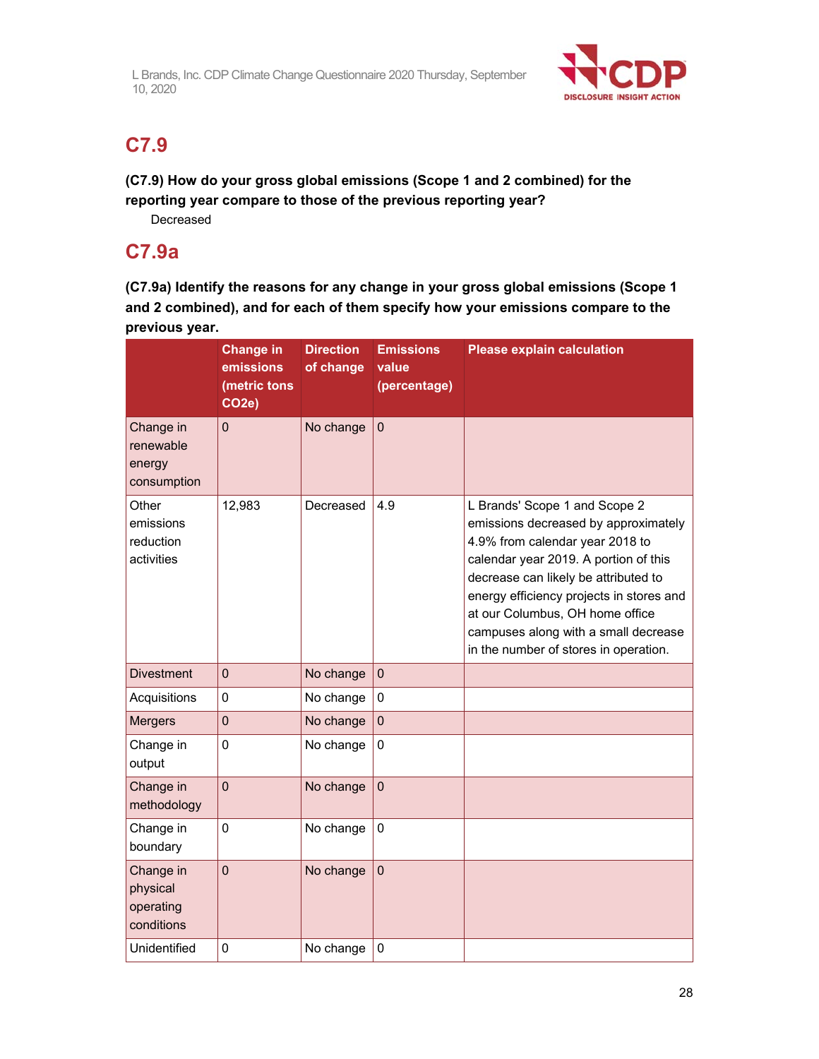## C7.9

**(C7.9) How do your gross global emissions (Scope 1 and 2 combined) for the reporting year compare to those of the previous reporting year?**

Decreased

## C7.9a

**(C7.9a) Identify the reasons for any change in your gross global emissions (Scope 1 and 2 combined), and for each of them specify how your emissions compare to the previous year.**

| | Change in emissions (metric tons CO2e) | Direction of change | Emissions value (percentage) | Please explain calculation |
|---|---|---|---|---|
| Change in renewable energy consumption | 0 | No change | 0 | |
| Other emissions reduction activities | 12,983 | Decreased | 4.9 | L Brands' Scope 1 and Scope 2 emissions decreased by approximately 4.9% from calendar year 2018 to calendar year 2019. A portion of this decrease can likely be attributed to energy efficiency projects in stores and at our Columbus, OH home office campuses along with a small decrease in the number of stores in operation. |
| Divestment | 0 | No change | 0 | |
| Acquisitions | 0 | No change | 0 | |
| Mergers | 0 | No change | 0 | |
| Change in output | 0 | No change | 0 | |
| Change in methodology | 0 | No change | 0 | |
| Change in boundary | 0 | No change | 0 | |
| Change in physical operating conditions | 0 | No change | 0 | |
| Unidentified | 0 | No change | 0 | |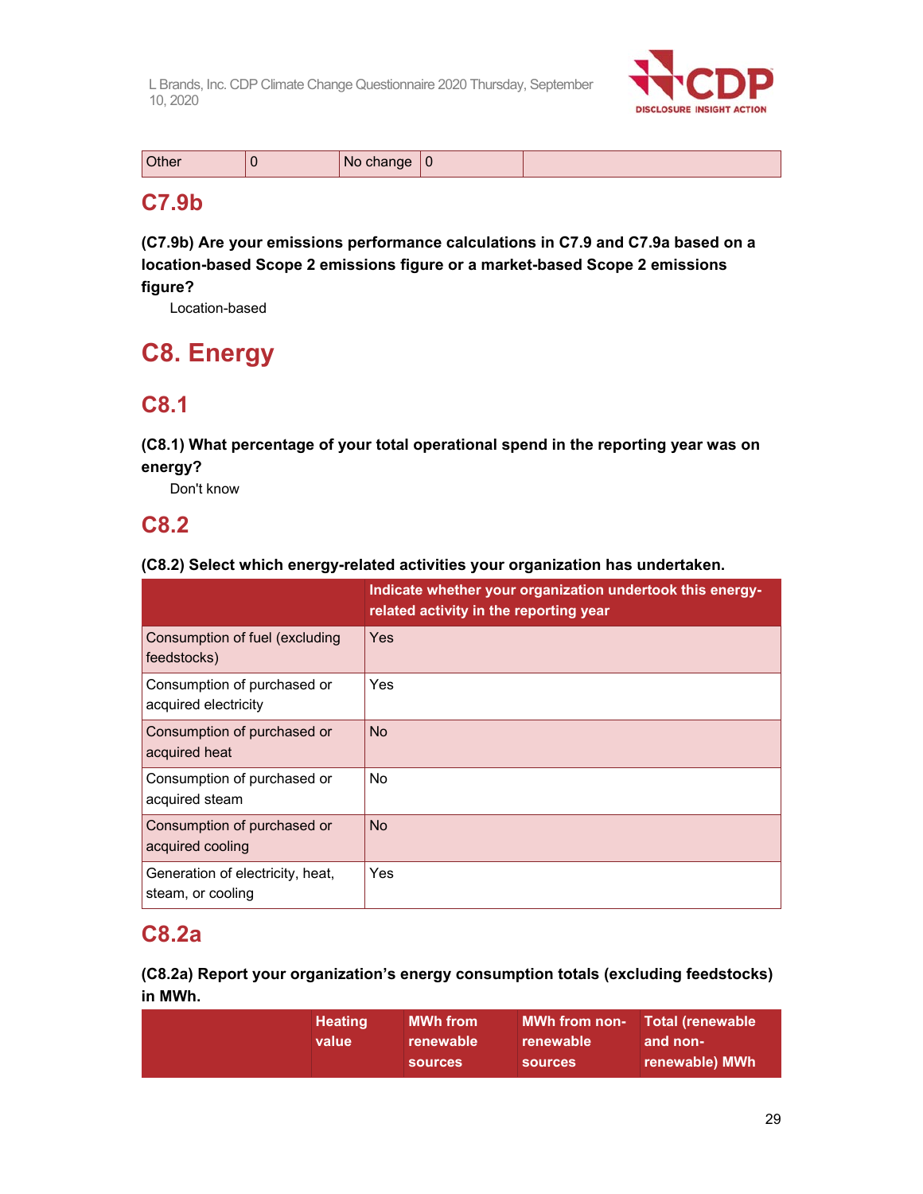| Other | 0 | No change | 0 | |
|---|---|---|---|---|

## C7.9b

**(C7.9b) Are your emissions performance calculations in C7.9 and C7.9a based on a location-based Scope 2 emissions figure or a market-based Scope 2 emissions figure?**

Location-based

# C8. Energy

## C8.1

**(C8.1) What percentage of your total operational spend in the reporting year was on energy?**

Don't know

## C8.2

**(C8.2) Select which energy-related activities your organization has undertaken.**

| | Indicate whether your organization undertook this energy-related activity in the reporting year |
|---|---|
| Consumption of fuel (excluding feedstocks) | Yes |
| Consumption of purchased or acquired electricity | Yes |
| Consumption of purchased or acquired heat | No |
| Consumption of purchased or acquired steam | No |
| Consumption of purchased or acquired cooling | No |
| Generation of electricity, heat, steam, or cooling | Yes |

## C8.2a

**(C8.2a) Report your organization's energy consumption totals (excluding feedstocks) in MWh.**

| | Heating value | MWh from renewable sources | MWh from non-renewable sources | Total (renewable and non-renewable) MWh |
|---|---|---|---|---|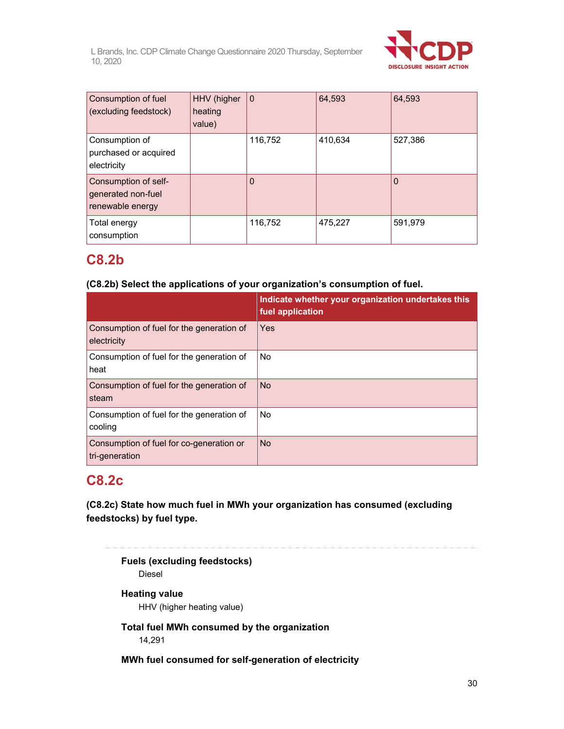| | | | | |
|---|---|---|---|---|
| Consumption of fuel (excluding feedstock) | HHV (higher heating value) | 0 | 64,593 | 64,593 |
| Consumption of purchased or acquired electricity | | 116,752 | 410,634 | 527,386 |
| Consumption of self-generated non-fuel renewable energy | | 0 | | 0 |
| Total energy consumption | | 116,752 | 475,227 | 591,979 |

## C8.2b

**(C8.2b) Select the applications of your organization's consumption of fuel.**

| | Indicate whether your organization undertakes this fuel application |
|---|---|
| Consumption of fuel for the generation of electricity | Yes |
| Consumption of fuel for the generation of heat | No |
| Consumption of fuel for the generation of steam | No |
| Consumption of fuel for the generation of cooling | No |
| Consumption of fuel for co-generation or tri-generation | No |

## C8.2c

**(C8.2c) State how much fuel in MWh your organization has consumed (excluding feedstocks) by fuel type.**

**Fuels (excluding feedstocks)**
Diesel

**Heating value**
HHV (higher heating value)

**Total fuel MWh consumed by the organization**
14,291

**MWh fuel consumed for self-generation of electricity**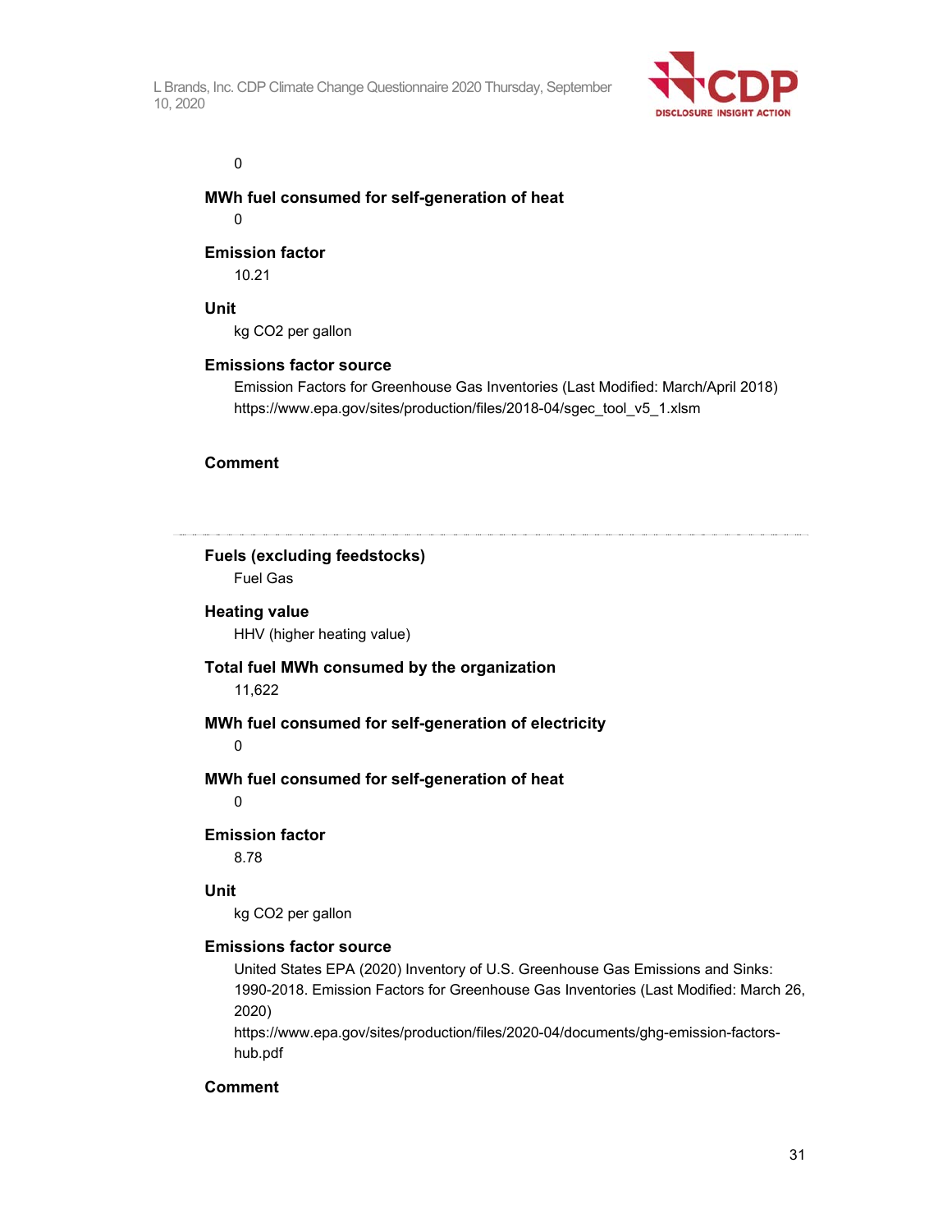0

**MWh fuel consumed for self-generation of heat**

0

**Emission factor**

10.21

**Unit**

kg $CO_2$ per gallon

**Emissions factor source**

Emission Factors for Greenhouse Gas Inventories (Last Modified: March/April 2018) https://www.epa.gov/sites/production/files/2018-04/sgec_tool_v5_1.xlsm

**Comment**

---

**Fuels (excluding feedstocks)**

Fuel Gas

**Heating value**

HHV (higher heating value)

**Total fuel MWh consumed by the organization**

11,622

**MWh fuel consumed for self-generation of electricity**

0

**MWh fuel consumed for self-generation of heat**

0

**Emission factor**

8.78

**Unit**

kg $CO_2$ per gallon

**Emissions factor source**

United States EPA (2020) Inventory of U.S. Greenhouse Gas Emissions and Sinks: 1990-2018. Emission Factors for Greenhouse Gas Inventories (Last Modified: March 26, 2020)
https://www.epa.gov/sites/production/files/2020-04/documents/ghg-emission-factors-hub.pdf

**Comment**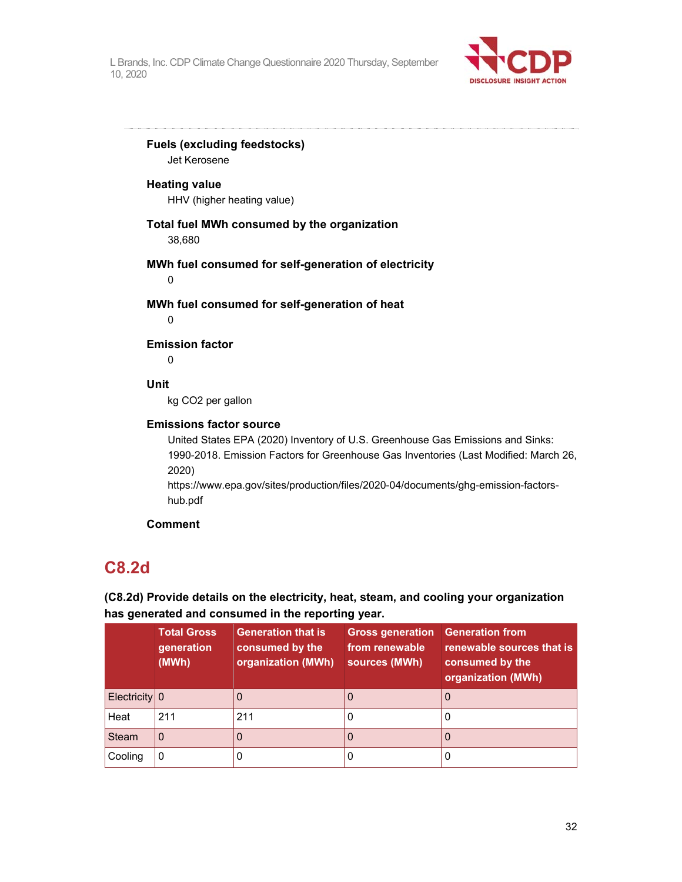**Fuels (excluding feedstocks)**

Jet Kerosene

**Heating value**

HHV (higher heating value)

**Total fuel MWh consumed by the organization**

38,680

**MWh fuel consumed for self-generation of electricity**

0

**MWh fuel consumed for self-generation of heat**

0

**Emission factor**

0

**Unit**

kg CO2 per gallon

**Emissions factor source**

United States EPA (2020) Inventory of U.S. Greenhouse Gas Emissions and Sinks: 1990-2018. Emission Factors for Greenhouse Gas Inventories (Last Modified: March 26, 2020)
https://www.epa.gov/sites/production/files/2020-04/documents/ghg-emission-factors-hub.pdf

**Comment**

## C8.2d

**(C8.2d) Provide details on the electricity, heat, steam, and cooling your organization has generated and consumed in the reporting year.**

| | Total Gross generation (MWh) | Generation that is consumed by the organization (MWh) | Gross generation from renewable sources (MWh) | Generation from renewable sources that is consumed by the organization (MWh) |
|---|---|---|---|---|
| Electricity | 0 | 0 | 0 | 0 |
| Heat | 211 | 211 | 0 | 0 |
| Steam | 0 | 0 | 0 | 0 |
| Cooling | 0 | 0 | 0 | 0 |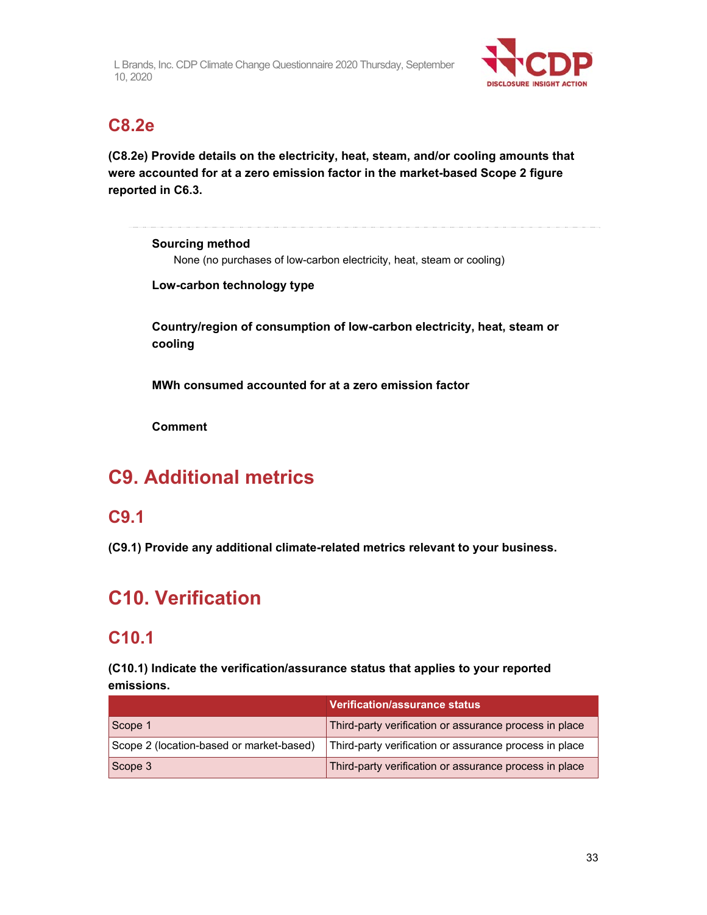## C8.2e

**(C8.2e) Provide details on the electricity, heat, steam, and/or cooling amounts that were accounted for at a zero emission factor in the market-based Scope 2 figure reported in C6.3.**

**Sourcing method**

None (no purchases of low-carbon electricity, heat, steam or cooling)

**Low-carbon technology type**

**Country/region of consumption of low-carbon electricity, heat, steam or cooling**

**MWh consumed accounted for at a zero emission factor**

**Comment**

# C9. Additional metrics

## C9.1

**(C9.1) Provide any additional climate-related metrics relevant to your business.**

# C10. Verification

## C10.1

**(C10.1) Indicate the verification/assurance status that applies to your reported emissions.**

| | Verification/assurance status |
|---|---|
| Scope 1 | Third-party verification or assurance process in place |
| Scope 2 (location-based or market-based) | Third-party verification or assurance process in place |
| Scope 3 | Third-party verification or assurance process in place |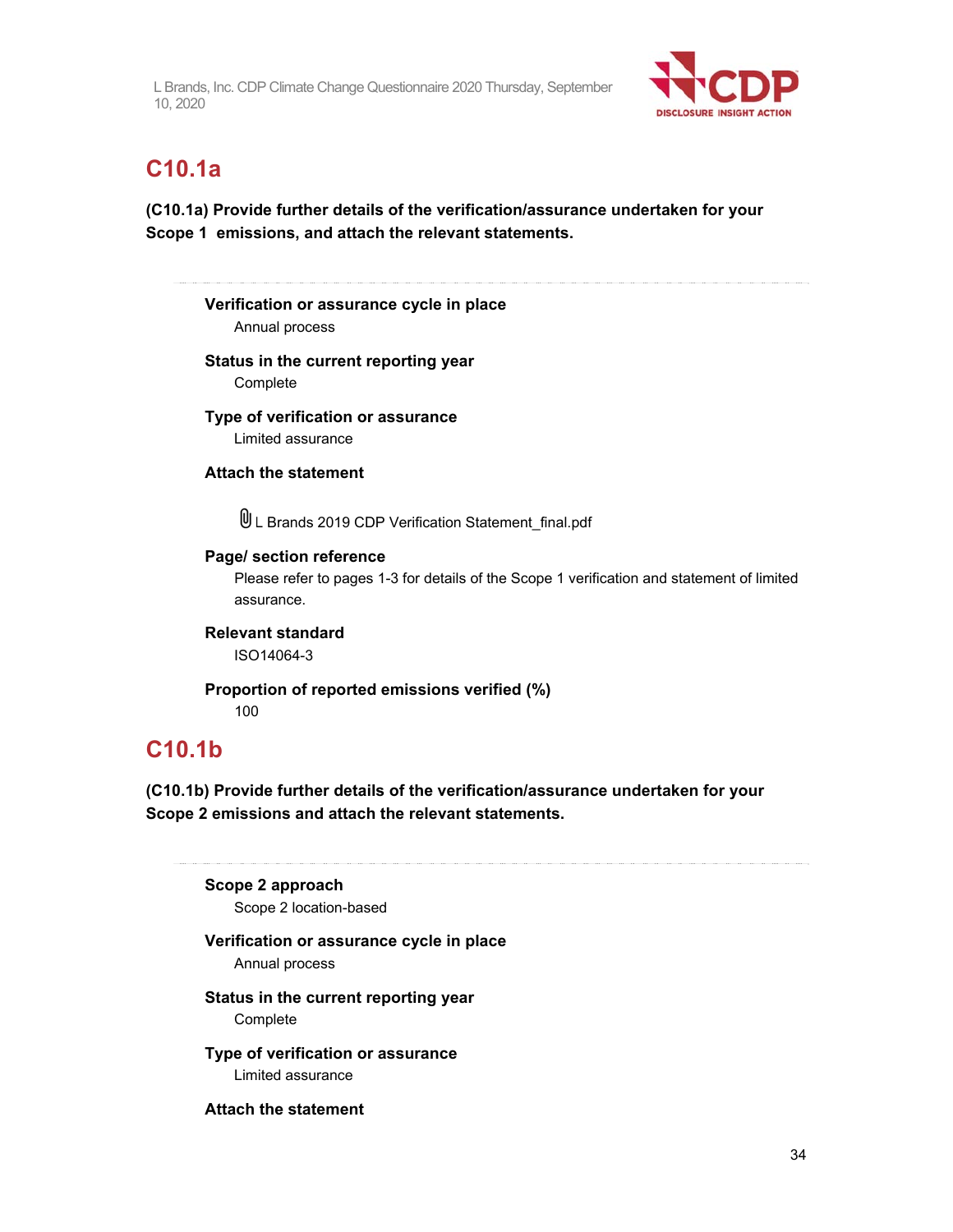## C10.1a

**(C10.1a) Provide further details of the verification/assurance undertaken for your Scope 1 emissions, and attach the relevant statements.**

---

**Verification or assurance cycle in place**

Annual process

**Status in the current reporting year**

Complete

**Type of verification or assurance**

Limited assurance

**Attach the statement**

L Brands 2019 CDP Verification Statement_final.pdf

**Page/ section reference**

Please refer to pages 1-3 for details of the Scope 1 verification and statement of limited assurance.

**Relevant standard**

ISO14064-3

**Proportion of reported emissions verified (%)**

100

## C10.1b

**(C10.1b) Provide further details of the verification/assurance undertaken for your Scope 2 emissions and attach the relevant statements.**

---

**Scope 2 approach**

Scope 2 location-based

**Verification or assurance cycle in place**

Annual process

**Status in the current reporting year**

Complete

**Type of verification or assurance**

Limited assurance

**Attach the statement**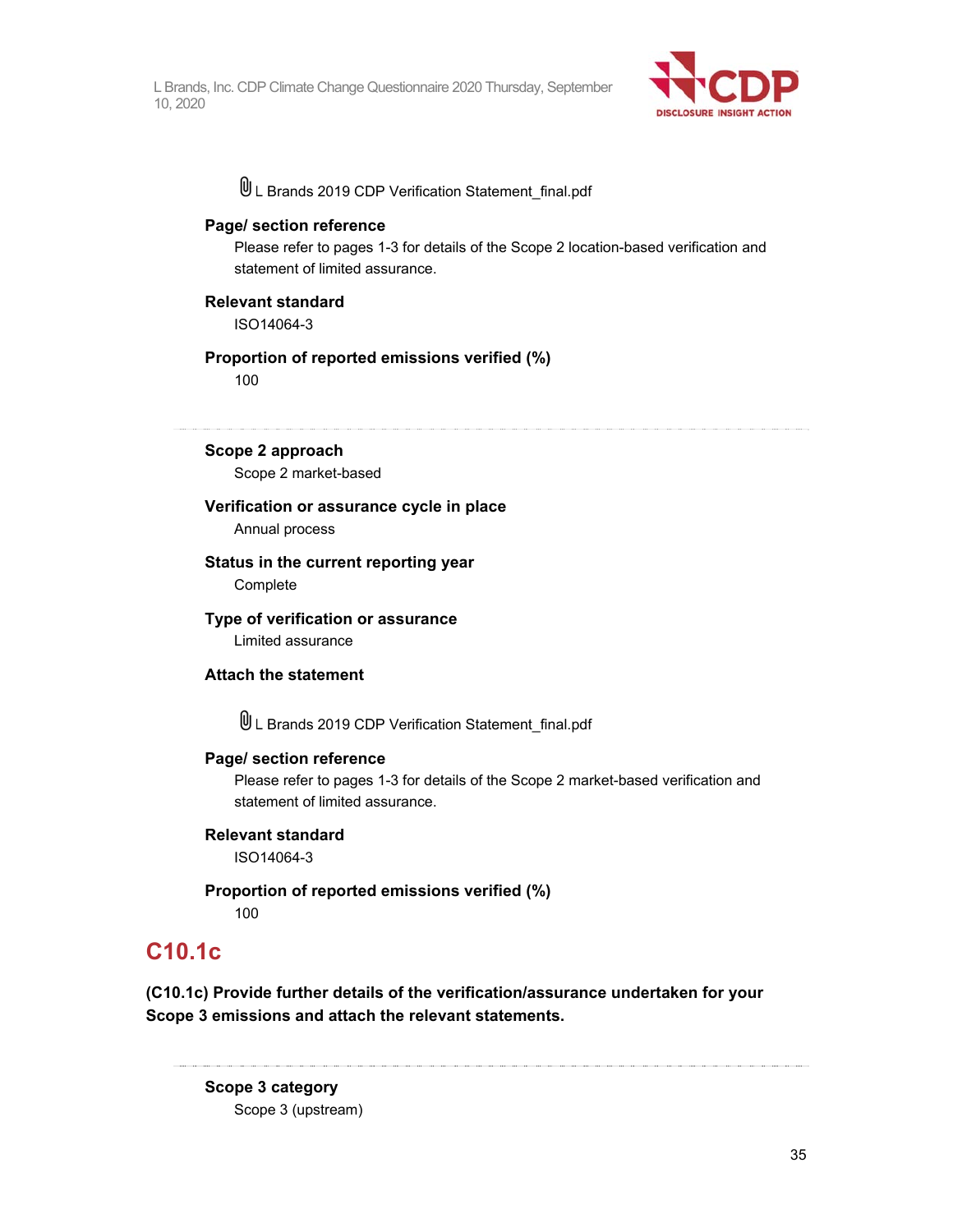L Brands 2019 CDP Verification Statement_final.pdf

**Page/ section reference**

Please refer to pages 1-3 for details of the Scope 2 location-based verification and statement of limited assurance.

**Relevant standard**

ISO14064-3

**Proportion of reported emissions verified (%)**

100

---

**Scope 2 approach**

Scope 2 market-based

**Verification or assurance cycle in place**

Annual process

**Status in the current reporting year**

Complete

**Type of verification or assurance**

Limited assurance

**Attach the statement**

L Brands 2019 CDP Verification Statement_final.pdf

**Page/ section reference**

Please refer to pages 1-3 for details of the Scope 2 market-based verification and statement of limited assurance.

**Relevant standard**

ISO14064-3

**Proportion of reported emissions verified (%)**

100

## C10.1c

**(C10.1c) Provide further details of the verification/assurance undertaken for your Scope 3 emissions and attach the relevant statements.**

---

**Scope 3 category**

Scope 3 (upstream)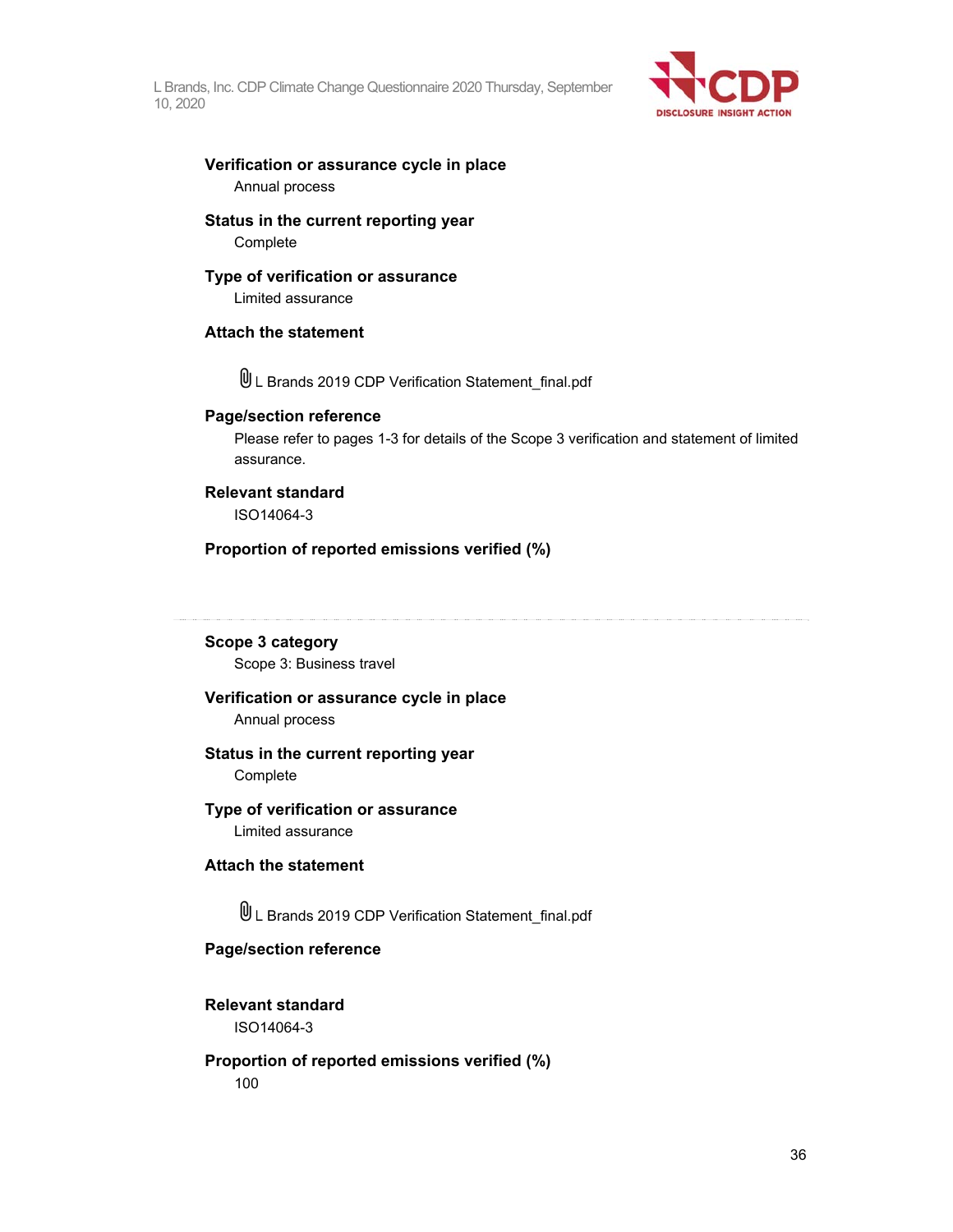**Verification or assurance cycle in place**

Annual process

**Status in the current reporting year**

Complete

**Type of verification or assurance**

Limited assurance

**Attach the statement**

L Brands 2019 CDP Verification Statement_final.pdf

**Page/section reference**

Please refer to pages 1-3 for details of the Scope 3 verification and statement of limited assurance.

**Relevant standard**

ISO14064-3

**Proportion of reported emissions verified (%)**

---

**Scope 3 category**

Scope 3: Business travel

**Verification or assurance cycle in place**

Annual process

**Status in the current reporting year**

Complete

**Type of verification or assurance**

Limited assurance

**Attach the statement**

L Brands 2019 CDP Verification Statement_final.pdf

**Page/section reference**

**Relevant standard**

ISO14064-3

**Proportion of reported emissions verified (%)**

100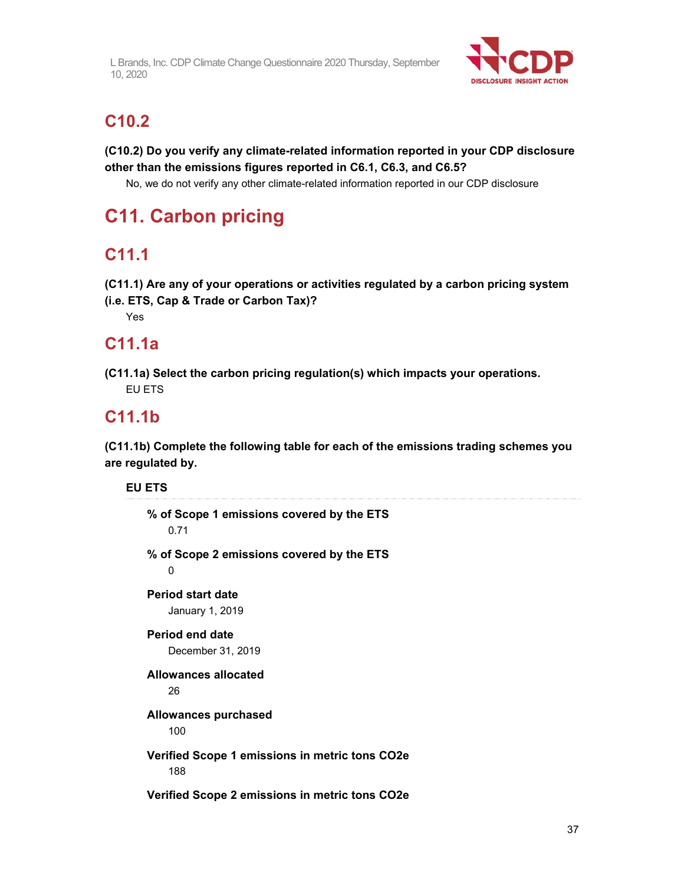## C10.2

**(C10.2) Do you verify any climate-related information reported in your CDP disclosure other than the emissions figures reported in C6.1, C6.3, and C6.5?**

No, we do not verify any other climate-related information reported in our CDP disclosure

# C11. Carbon pricing

## C11.1

**(C11.1) Are any of your operations or activities regulated by a carbon pricing system (i.e. ETS, Cap & Trade or Carbon Tax)?**

Yes

## C11.1a

**(C11.1a) Select the carbon pricing regulation(s) which impacts your operations.**

EU ETS

## C11.1b

**(C11.1b) Complete the following table for each of the emissions trading schemes you are regulated by.**

**EU ETS**

**% of Scope 1 emissions covered by the ETS**

0.71

**% of Scope 2 emissions covered by the ETS**

0

**Period start date**

January 1, 2019

**Period end date**

December 31, 2019

**Allowances allocated**

26

**Allowances purchased**

100

**Verified Scope 1 emissions in metric tons CO2e**

188

**Verified Scope 2 emissions in metric tons CO2e**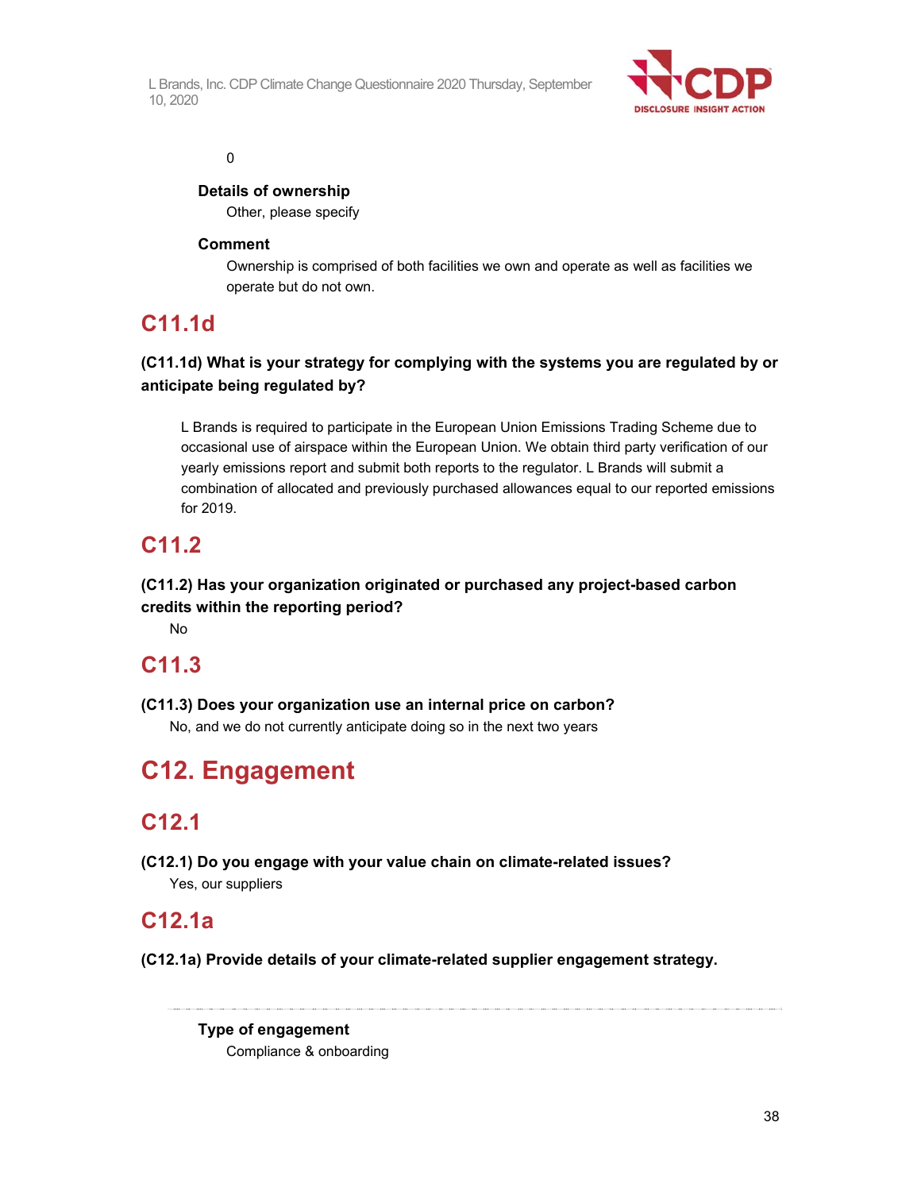0

**Details of ownership**

Other, please specify

**Comment**

Ownership is comprised of both facilities we own and operate as well as facilities we operate but do not own.

## C11.1d

### (C11.1d) What is your strategy for complying with the systems you are regulated by or anticipate being regulated by?

L Brands is required to participate in the European Union Emissions Trading Scheme due to occasional use of airspace within the European Union. We obtain third party verification of our yearly emissions report and submit both reports to the regulator. L Brands will submit a combination of allocated and previously purchased allowances equal to our reported emissions for 2019.

## C11.2

### (C11.2) Has your organization originated or purchased any project-based carbon credits within the reporting period?

No

## C11.3

### (C11.3) Does your organization use an internal price on carbon?

No, and we do not currently anticipate doing so in the next two years

# C12. Engagement

## C12.1

### (C12.1) Do you engage with your value chain on climate-related issues?

Yes, our suppliers

## C12.1a

### (C12.1a) Provide details of your climate-related supplier engagement strategy.

---

**Type of engagement**

Compliance & onboarding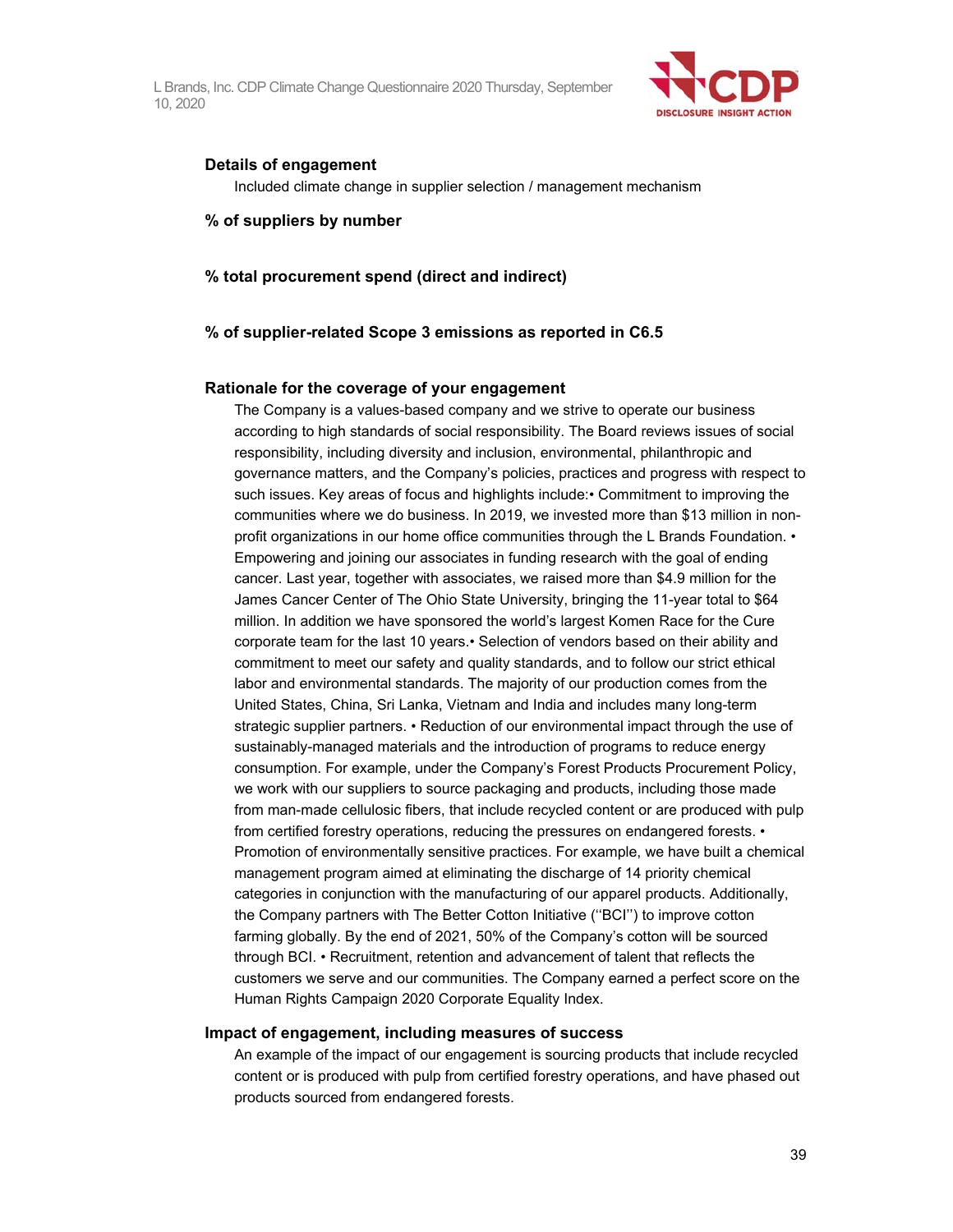**Details of engagement**

Included climate change in supplier selection / management mechanism

**% of suppliers by number**

**% total procurement spend (direct and indirect)**

**% of supplier-related Scope 3 emissions as reported in C6.5**

**Rationale for the coverage of your engagement**

The Company is a values-based company and we strive to operate our business according to high standards of social responsibility. The Board reviews issues of social responsibility, including diversity and inclusion, environmental, philanthropic and governance matters, and the Company's policies, practices and progress with respect to such issues. Key areas of focus and highlights include:• Commitment to improving the communities where we do business. In 2019, we invested more than $13 million in non-profit organizations in our home office communities through the L Brands Foundation. • Empowering and joining our associates in funding research with the goal of ending cancer. Last year, together with associates, we raised more than $4.9 million for the James Cancer Center of The Ohio State University, bringing the 11-year total to $64 million. In addition we have sponsored the world's largest Komen Race for the Cure corporate team for the last 10 years.• Selection of vendors based on their ability and commitment to meet our safety and quality standards, and to follow our strict ethical labor and environmental standards. The majority of our production comes from the United States, China, Sri Lanka, Vietnam and India and includes many long-term strategic supplier partners. • Reduction of our environmental impact through the use of sustainably-managed materials and the introduction of programs to reduce energy consumption. For example, under the Company's Forest Products Procurement Policy, we work with our suppliers to source packaging and products, including those made from man-made cellulosic fibers, that include recycled content or are produced with pulp from certified forestry operations, reducing the pressures on endangered forests. • Promotion of environmentally sensitive practices. For example, we have built a chemical management program aimed at eliminating the discharge of 14 priority chemical categories in conjunction with the manufacturing of our apparel products. Additionally, the Company partners with The Better Cotton Initiative (''BCI'') to improve cotton farming globally. By the end of 2021, 50% of the Company's cotton will be sourced through BCI. • Recruitment, retention and advancement of talent that reflects the customers we serve and our communities. The Company earned a perfect score on the Human Rights Campaign 2020 Corporate Equality Index.

**Impact of engagement, including measures of success**

An example of the impact of our engagement is sourcing products that include recycled content or is produced with pulp from certified forestry operations, and have phased out products sourced from endangered forests.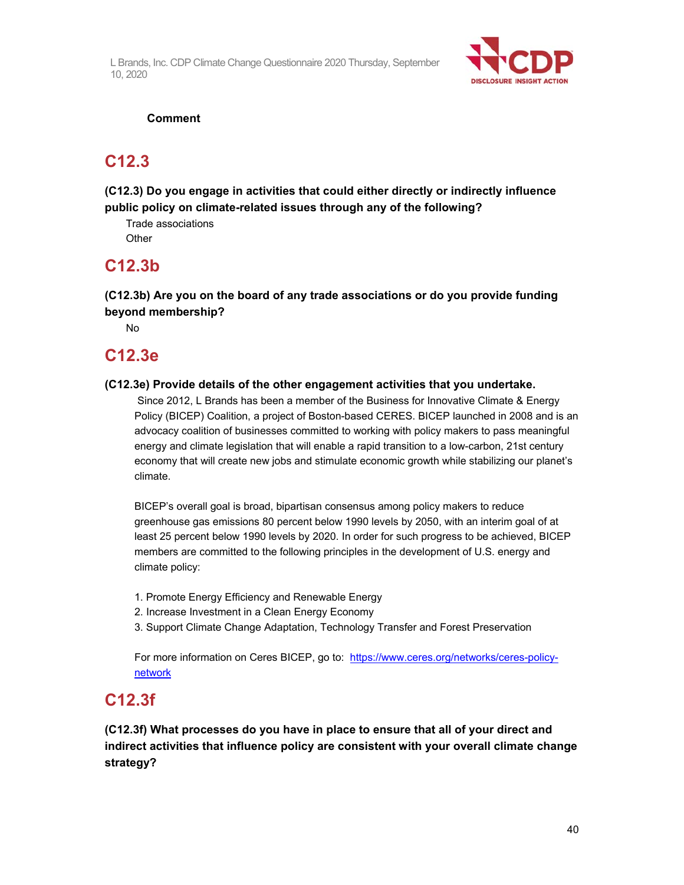**Comment**

## C12.3

**(C12.3) Do you engage in activities that could either directly or indirectly influence public policy on climate-related issues through any of the following?**

Trade associations
Other

## C12.3b

**(C12.3b) Are you on the board of any trade associations or do you provide funding beyond membership?**

No

## C12.3e

**(C12.3e) Provide details of the other engagement activities that you undertake.**

Since 2012, L Brands has been a member of the Business for Innovative Climate & Energy Policy (BICEP) Coalition, a project of Boston-based CERES. BICEP launched in 2008 and is an advocacy coalition of businesses committed to working with policy makers to pass meaningful energy and climate legislation that will enable a rapid transition to a low-carbon, 21st century economy that will create new jobs and stimulate economic growth while stabilizing our planet's climate.

BICEP's overall goal is broad, bipartisan consensus among policy makers to reduce greenhouse gas emissions 80 percent below 1990 levels by 2050, with an interim goal of at least 25 percent below 1990 levels by 2020. In order for such progress to be achieved, BICEP members are committed to the following principles in the development of U.S. energy and climate policy:

1. Promote Energy Efficiency and Renewable Energy
2. Increase Investment in a Clean Energy Economy
3. Support Climate Change Adaptation, Technology Transfer and Forest Preservation

For more information on Ceres BICEP, go to: https://www.ceres.org/networks/ceres-policy-network

## C12.3f

**(C12.3f) What processes do you have in place to ensure that all of your direct and indirect activities that influence policy are consistent with your overall climate change strategy?**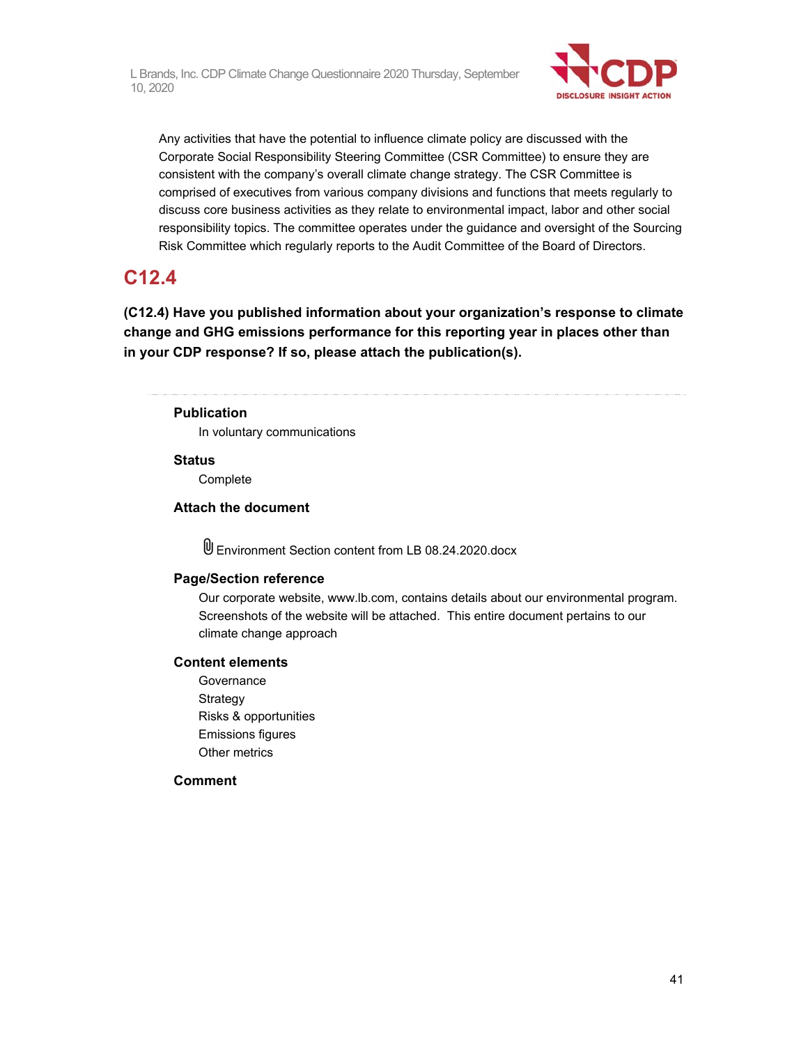Any activities that have the potential to influence climate policy are discussed with the Corporate Social Responsibility Steering Committee (CSR Committee) to ensure they are consistent with the company's overall climate change strategy. The CSR Committee is comprised of executives from various company divisions and functions that meets regularly to discuss core business activities as they relate to environmental impact, labor and other social responsibility topics. The committee operates under the guidance and oversight of the Sourcing Risk Committee which regularly reports to the Audit Committee of the Board of Directors.

## C12.4

**(C12.4) Have you published information about your organization's response to climate change and GHG emissions performance for this reporting year in places other than in your CDP response? If so, please attach the publication(s).**

---

**Publication**

In voluntary communications

**Status**

Complete

**Attach the document**

Environment Section content from LB 08.24.2020.docx

**Page/Section reference**

Our corporate website, www.lb.com, contains details about our environmental program. Screenshots of the website will be attached. This entire document pertains to our climate change approach

**Content elements**

Governance
Strategy
Risks & opportunities
Emissions figures
Other metrics

**Comment**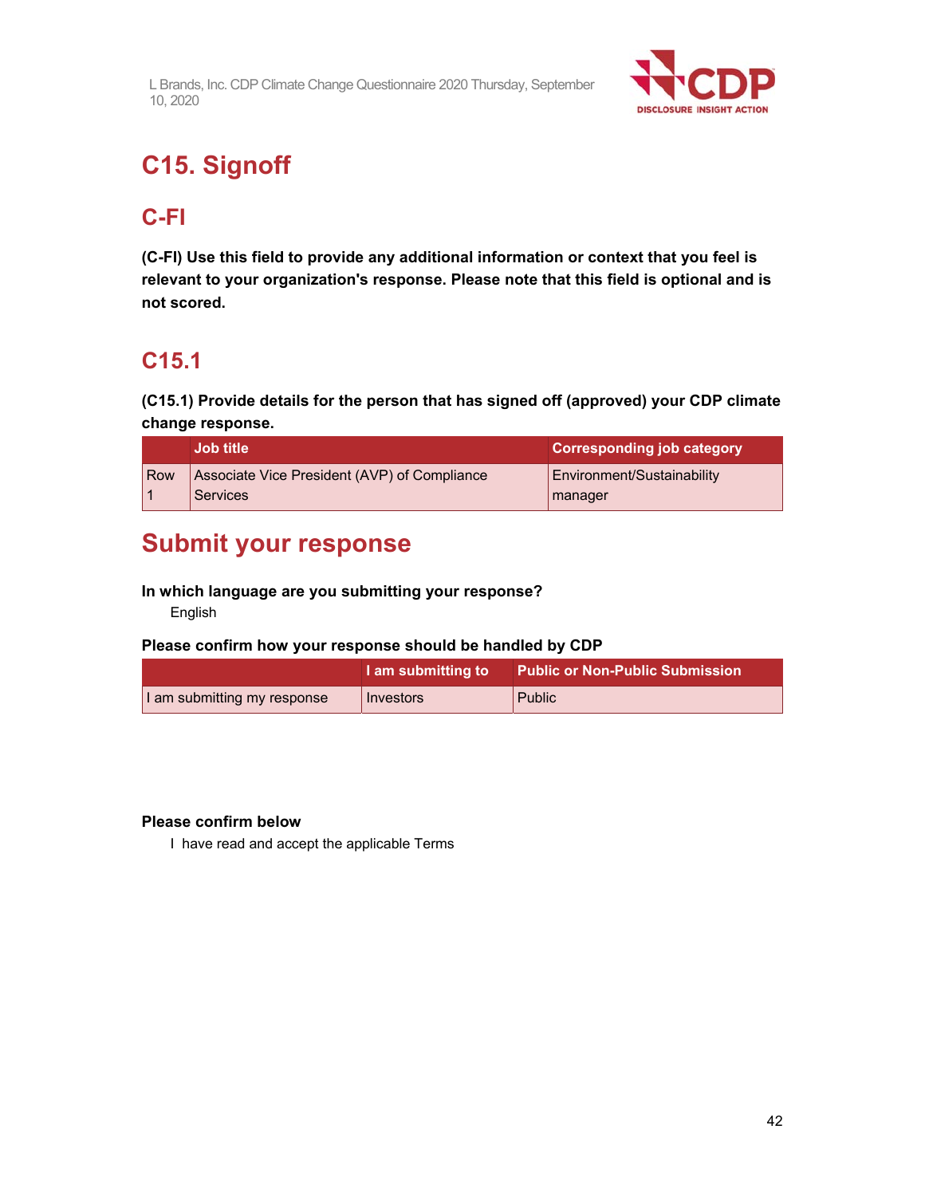# C15. Signoff

## C-FI

**(C-FI) Use this field to provide any additional information or context that you feel is relevant to your organization's response. Please note that this field is optional and is not scored.**

## C15.1

**(C15.1) Provide details for the person that has signed off (approved) your CDP climate change response.**

| | Job title | Corresponding job category |
|---|---|---|
| Row 1 | Associate Vice President (AVP) of Compliance Services | Environment/Sustainability manager |

# Submit your response

**In which language are you submitting your response?**

English

**Please confirm how your response should be handled by CDP**

| | I am submitting to | Public or Non-Public Submission |
|---|---|---|
| I am submitting my response | Investors | Public |

**Please confirm below**

I have read and accept the applicable Terms